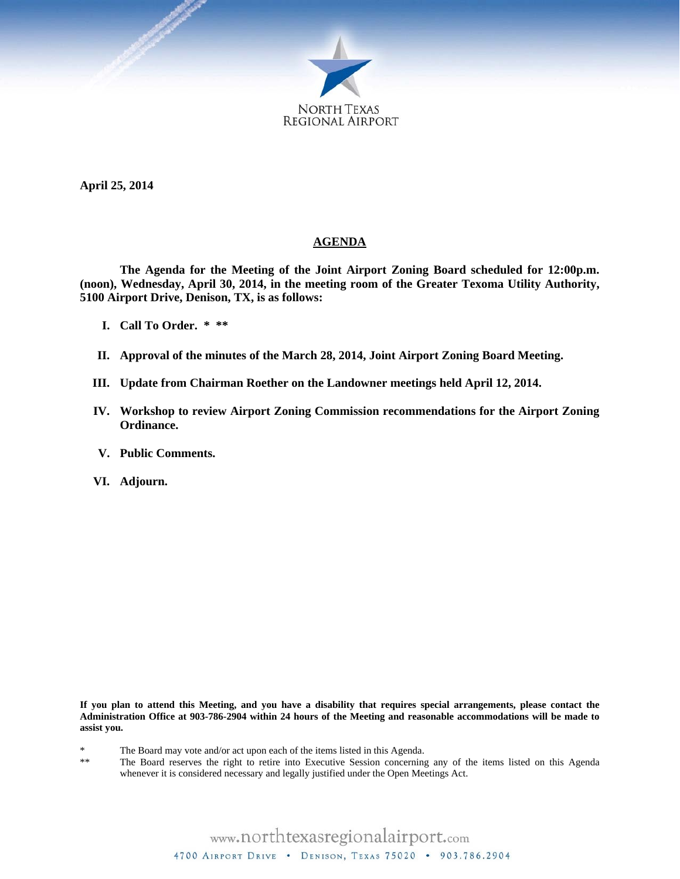NORTH TEXAS
REGIONAL AIRPORT

**April 25, 2014**

# AGENDA

**The Agenda for the Meeting of the Joint Airport Zoning Board scheduled for 12:00p.m. (noon), Wednesday, April 30, 2014, in the meeting room of the Greater Texoma Utility Authority, 5100 Airport Drive, Denison, TX, is as follows:**

- **I. Call To Order. * \*\***
- **II. Approval of the minutes of the March 28, 2014, Joint Airport Zoning Board Meeting.**
- **III. Update from Chairman Roether on the Landowner meetings held April 12, 2014.**
- **IV. Workshop to review Airport Zoning Commission recommendations for the Airport Zoning Ordinance.**
- **V. Public Comments.**
- **VI. Adjourn.**

**If you plan to attend this Meeting, and you have a disability that requires special arrangements, please contact the Administration Office at 903-786-2904 within 24 hours of the Meeting and reasonable accommodations will be made to assist you.**

\* The Board may vote and/or act upon each of the items listed in this Agenda.

\*\* The Board reserves the right to retire into Executive Session concerning any of the items listed on this Agenda whenever it is considered necessary and legally justified under the Open Meetings Act.

www.northtexasregionalairport.com

4700 Airport Drive • Denison, Texas 75020 • 903.786.2904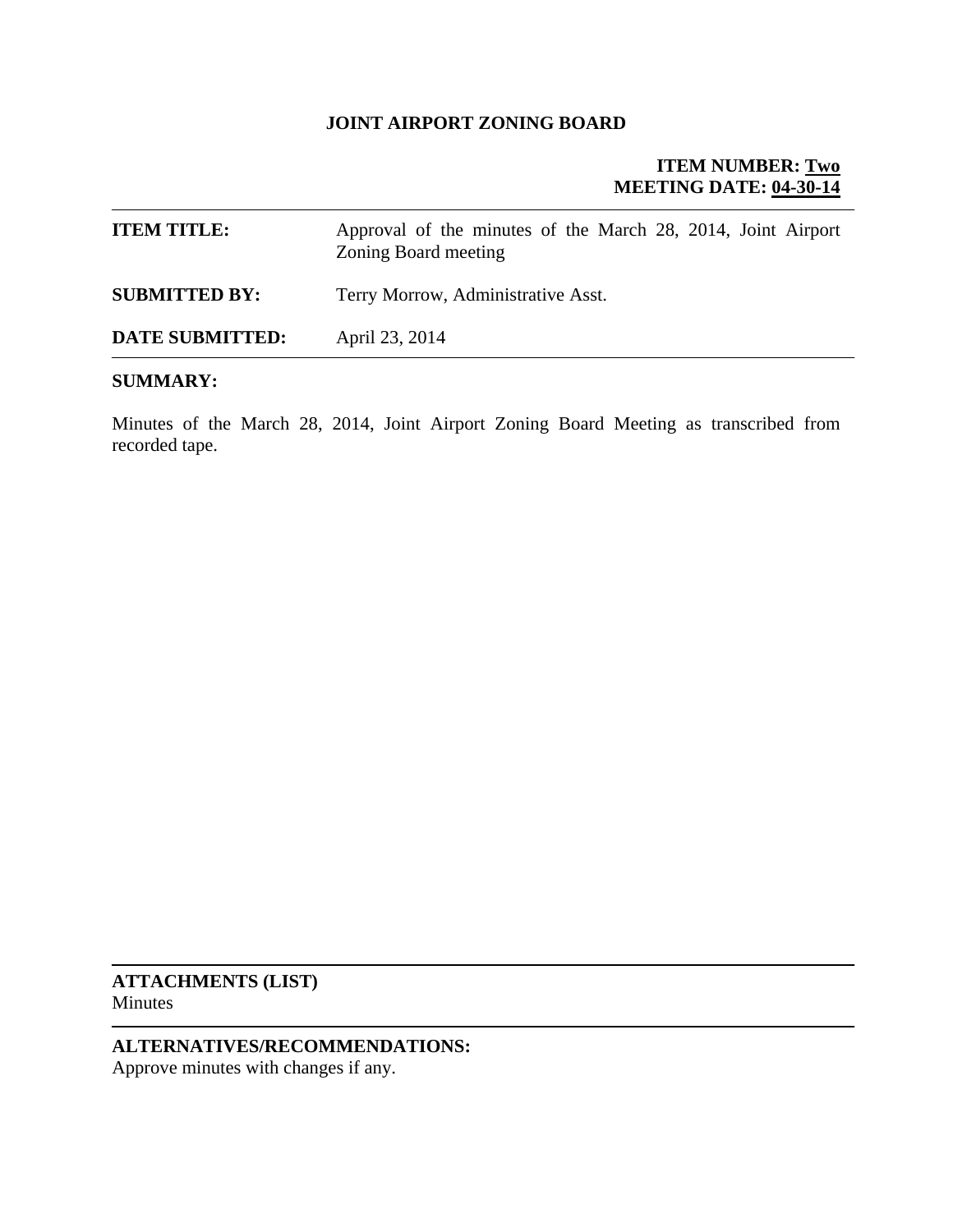**JOINT AIRPORT ZONING BOARD**

**ITEM NUMBER: Two**
**MEETING DATE: 04-30-14**

---

| | |
|---|---|
| **ITEM TITLE:** | Approval of the minutes of the March 28, 2014, Joint Airport Zoning Board meeting |
| **SUBMITTED BY:** | Terry Morrow, Administrative Asst. |
| **DATE SUBMITTED:** | April 23, 2014 |

---

**SUMMARY:**

Minutes of the March 28, 2014, Joint Airport Zoning Board Meeting as transcribed from recorded tape.

---

**ATTACHMENTS (LIST)**
Minutes

---

**ALTERNATIVES/RECOMMENDATIONS:**
Approve minutes with changes if any.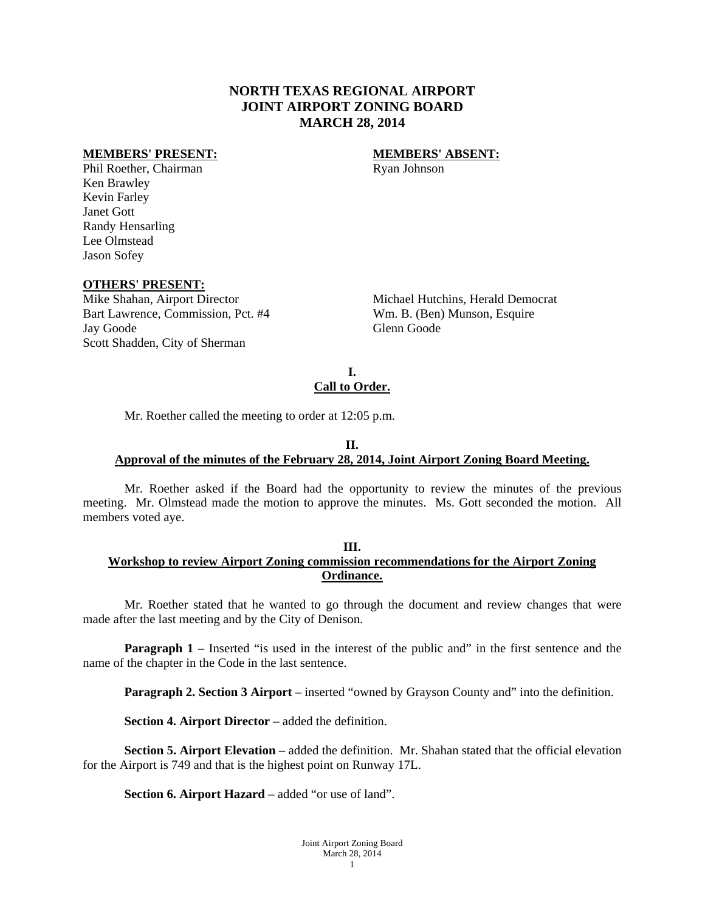# NORTH TEXAS REGIONAL AIRPORT
# JOINT AIRPORT ZONING BOARD
# MARCH 28, 2014

**MEMBERS' PRESENT:**
Phil Roether, Chairman
Ken Brawley
Kevin Farley
Janet Gott
Randy Hensarling
Lee Olmstead
Jason Sofey

**MEMBERS' ABSENT:**
Ryan Johnson

**OTHERS' PRESENT:**
Mike Shahan, Airport Director
Bart Lawrence, Commission, Pct. #4
Jay Goode
Scott Shadden, City of Sherman
Michael Hutchins, Herald Democrat
Wm. B. (Ben) Munson, Esquire
Glenn Goode

## I.
## Call to Order.

Mr. Roether called the meeting to order at 12:05 p.m.

## II.
## Approval of the minutes of the February 28, 2014, Joint Airport Zoning Board Meeting.

Mr. Roether asked if the Board had the opportunity to review the minutes of the previous meeting. Mr. Olmstead made the motion to approve the minutes. Ms. Gott seconded the motion. All members voted aye.

## III.
## Workshop to review Airport Zoning commission recommendations for the Airport Zoning Ordinance.

Mr. Roether stated that he wanted to go through the document and review changes that were made after the last meeting and by the City of Denison.

**Paragraph 1** – Inserted "is used in the interest of the public and" in the first sentence and the name of the chapter in the Code in the last sentence.

**Paragraph 2. Section 3 Airport** – inserted "owned by Grayson County and" into the definition.

**Section 4. Airport Director** – added the definition.

**Section 5. Airport Elevation** – added the definition. Mr. Shahan stated that the official elevation for the Airport is 749 and that is the highest point on Runway 17L.

**Section 6. Airport Hazard** – added "or use of land".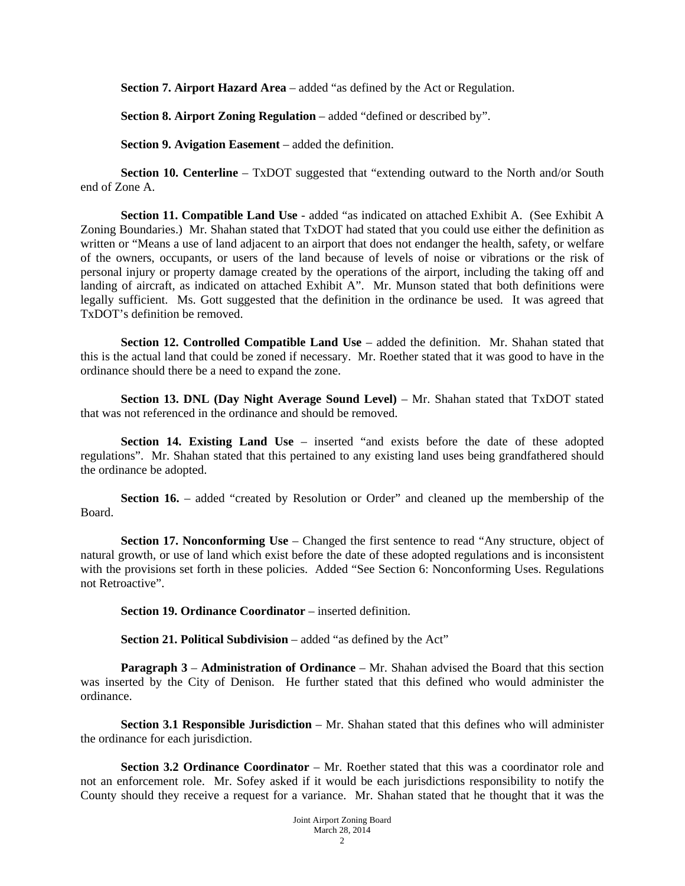**Section 7. Airport Hazard Area** – added "as defined by the Act or Regulation.

**Section 8. Airport Zoning Regulation** – added "defined or described by".

**Section 9. Avigation Easement** – added the definition.

**Section 10. Centerline** – TxDOT suggested that "extending outward to the North and/or South end of Zone A.

**Section 11. Compatible Land Use** - added "as indicated on attached Exhibit A. (See Exhibit A Zoning Boundaries.) Mr. Shahan stated that TxDOT had stated that you could use either the definition as written or "Means a use of land adjacent to an airport that does not endanger the health, safety, or welfare of the owners, occupants, or users of the land because of levels of noise or vibrations or the risk of personal injury or property damage created by the operations of the airport, including the taking off and landing of aircraft, as indicated on attached Exhibit A". Mr. Munson stated that both definitions were legally sufficient. Ms. Gott suggested that the definition in the ordinance be used. It was agreed that TxDOT's definition be removed.

**Section 12. Controlled Compatible Land Use** – added the definition. Mr. Shahan stated that this is the actual land that could be zoned if necessary. Mr. Roether stated that it was good to have in the ordinance should there be a need to expand the zone.

**Section 13. DNL (Day Night Average Sound Level)** – Mr. Shahan stated that TxDOT stated that was not referenced in the ordinance and should be removed.

**Section 14. Existing Land Use** – inserted "and exists before the date of these adopted regulations". Mr. Shahan stated that this pertained to any existing land uses being grandfathered should the ordinance be adopted.

**Section 16.** – added "created by Resolution or Order" and cleaned up the membership of the Board.

**Section 17. Nonconforming Use** – Changed the first sentence to read "Any structure, object of natural growth, or use of land which exist before the date of these adopted regulations and is inconsistent with the provisions set forth in these policies. Added "See Section 6: Nonconforming Uses. Regulations not Retroactive".

**Section 19. Ordinance Coordinator** – inserted definition.

**Section 21. Political Subdivision** – added "as defined by the Act"

**Paragraph 3** – **Administration of Ordinance** – Mr. Shahan advised the Board that this section was inserted by the City of Denison. He further stated that this defined who would administer the ordinance.

**Section 3.1 Responsible Jurisdiction** – Mr. Shahan stated that this defines who will administer the ordinance for each jurisdiction.

**Section 3.2 Ordinance Coordinator** – Mr. Roether stated that this was a coordinator role and not an enforcement role. Mr. Sofey asked if it would be each jurisdictions responsibility to notify the County should they receive a request for a variance. Mr. Shahan stated that he thought that it was the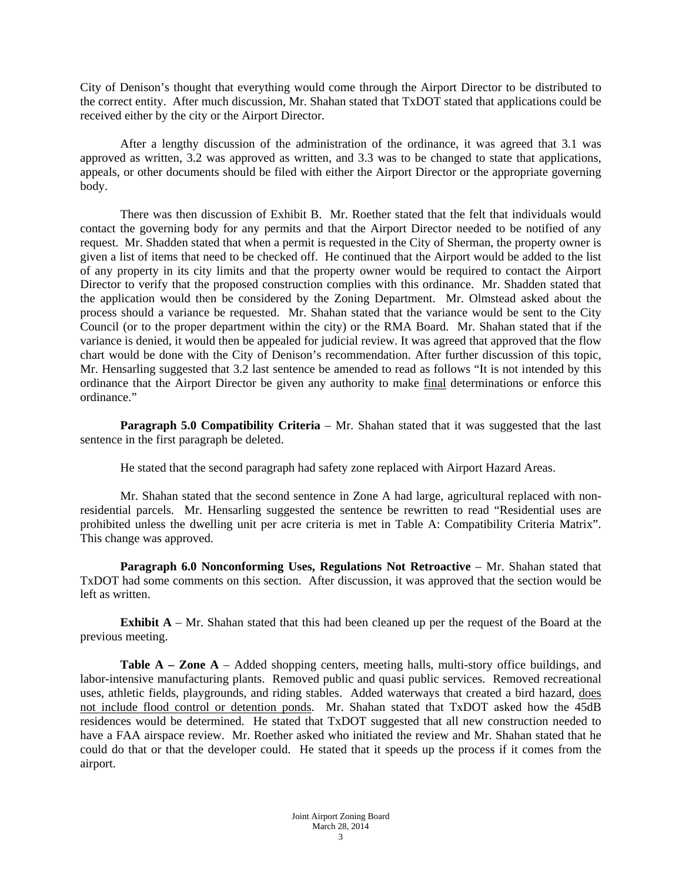City of Denison's thought that everything would come through the Airport Director to be distributed to the correct entity. After much discussion, Mr. Shahan stated that TxDOT stated that applications could be received either by the city or the Airport Director.

After a lengthy discussion of the administration of the ordinance, it was agreed that 3.1 was approved as written, 3.2 was approved as written, and 3.3 was to be changed to state that applications, appeals, or other documents should be filed with either the Airport Director or the appropriate governing body.

There was then discussion of Exhibit B. Mr. Roether stated that the felt that individuals would contact the governing body for any permits and that the Airport Director needed to be notified of any request. Mr. Shadden stated that when a permit is requested in the City of Sherman, the property owner is given a list of items that need to be checked off. He continued that the Airport would be added to the list of any property in its city limits and that the property owner would be required to contact the Airport Director to verify that the proposed construction complies with this ordinance. Mr. Shadden stated that the application would then be considered by the Zoning Department. Mr. Olmstead asked about the process should a variance be requested. Mr. Shahan stated that the variance would be sent to the City Council (or to the proper department within the city) or the RMA Board. Mr. Shahan stated that if the variance is denied, it would then be appealed for judicial review. It was agreed that approved that the flow chart would be done with the City of Denison's recommendation. After further discussion of this topic, Mr. Hensarling suggested that 3.2 last sentence be amended to read as follows "It is not intended by this ordinance that the Airport Director be given any authority to make <u>final</u> determinations or enforce this ordinance."

**Paragraph 5.0 Compatibility Criteria** – Mr. Shahan stated that it was suggested that the last sentence in the first paragraph be deleted.

He stated that the second paragraph had safety zone replaced with Airport Hazard Areas.

Mr. Shahan stated that the second sentence in Zone A had large, agricultural replaced with non-residential parcels. Mr. Hensarling suggested the sentence be rewritten to read "Residential uses are prohibited unless the dwelling unit per acre criteria is met in Table A: Compatibility Criteria Matrix". This change was approved.

**Paragraph 6.0 Nonconforming Uses, Regulations Not Retroactive** – Mr. Shahan stated that TxDOT had some comments on this section. After discussion, it was approved that the section would be left as written.

**Exhibit A** – Mr. Shahan stated that this had been cleaned up per the request of the Board at the previous meeting.

**Table A – Zone A** – Added shopping centers, meeting halls, multi-story office buildings, and labor-intensive manufacturing plants. Removed public and quasi public services. Removed recreational uses, athletic fields, playgrounds, and riding stables. Added waterways that created a bird hazard, <u>does not include flood control or detention ponds</u>. Mr. Shahan stated that TxDOT asked how the 45dB residences would be determined. He stated that TxDOT suggested that all new construction needed to have a FAA airspace review. Mr. Roether asked who initiated the review and Mr. Shahan stated that he could do that or that the developer could. He stated that it speeds up the process if it comes from the airport.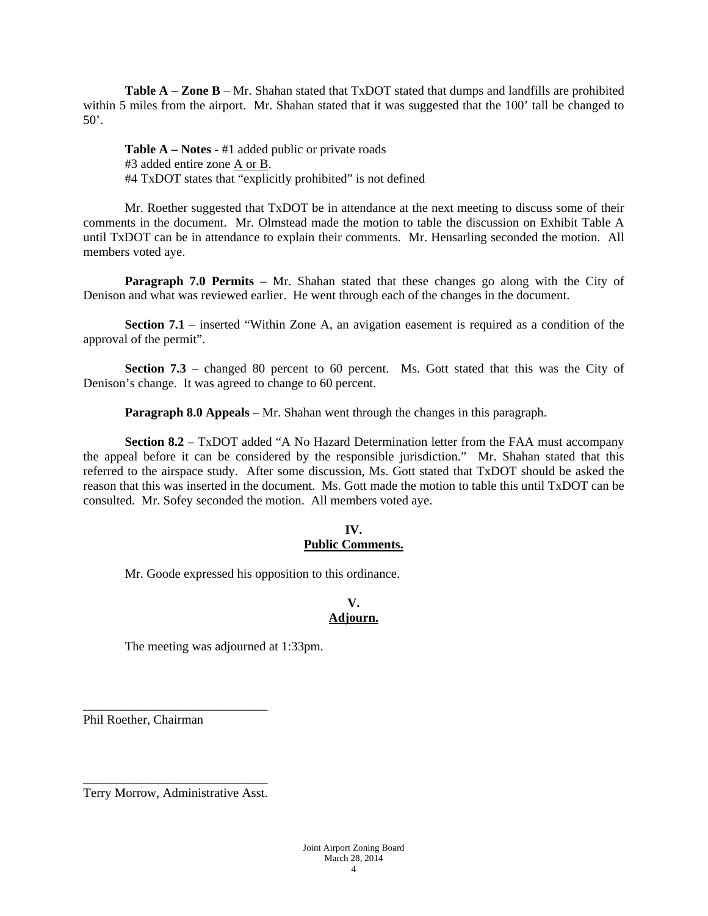**Table A – Zone B** – Mr. Shahan stated that TxDOT stated that dumps and landfills are prohibited within 5 miles from the airport. Mr. Shahan stated that it was suggested that the 100' tall be changed to 50'.

**Table A – Notes** - #1 added public or private roads
#3 added entire zone A or B.
#4 TxDOT states that "explicitly prohibited" is not defined

Mr. Roether suggested that TxDOT be in attendance at the next meeting to discuss some of their comments in the document. Mr. Olmstead made the motion to table the discussion on Exhibit Table A until TxDOT can be in attendance to explain their comments. Mr. Hensarling seconded the motion. All members voted aye.

**Paragraph 7.0 Permits** – Mr. Shahan stated that these changes go along with the City of Denison and what was reviewed earlier. He went through each of the changes in the document.

**Section 7.1** – inserted "Within Zone A, an avigation easement is required as a condition of the approval of the permit".

**Section 7.3** – changed 80 percent to 60 percent. Ms. Gott stated that this was the City of Denison's change. It was agreed to change to 60 percent.

**Paragraph 8.0 Appeals** – Mr. Shahan went through the changes in this paragraph.

**Section 8.2** – TxDOT added "A No Hazard Determination letter from the FAA must accompany the appeal before it can be considered by the responsible jurisdiction." Mr. Shahan stated that this referred to the airspace study. After some discussion, Ms. Gott stated that TxDOT should be asked the reason that this was inserted in the document. Ms. Gott made the motion to table this until TxDOT can be consulted. Mr. Sofey seconded the motion. All members voted aye.

## IV.
## Public Comments.

Mr. Goode expressed his opposition to this ordinance.

## V.
## Adjourn.

The meeting was adjourned at 1:33pm.

\_\_\_\_\_\_\_\_\_\_\_\_\_\_\_\_\_\_\_\_\_\_\_\_\_\_\_\_\_\_
Phil Roether, Chairman

\_\_\_\_\_\_\_\_\_\_\_\_\_\_\_\_\_\_\_\_\_\_\_\_\_\_\_\_\_\_
Terry Morrow, Administrative Asst.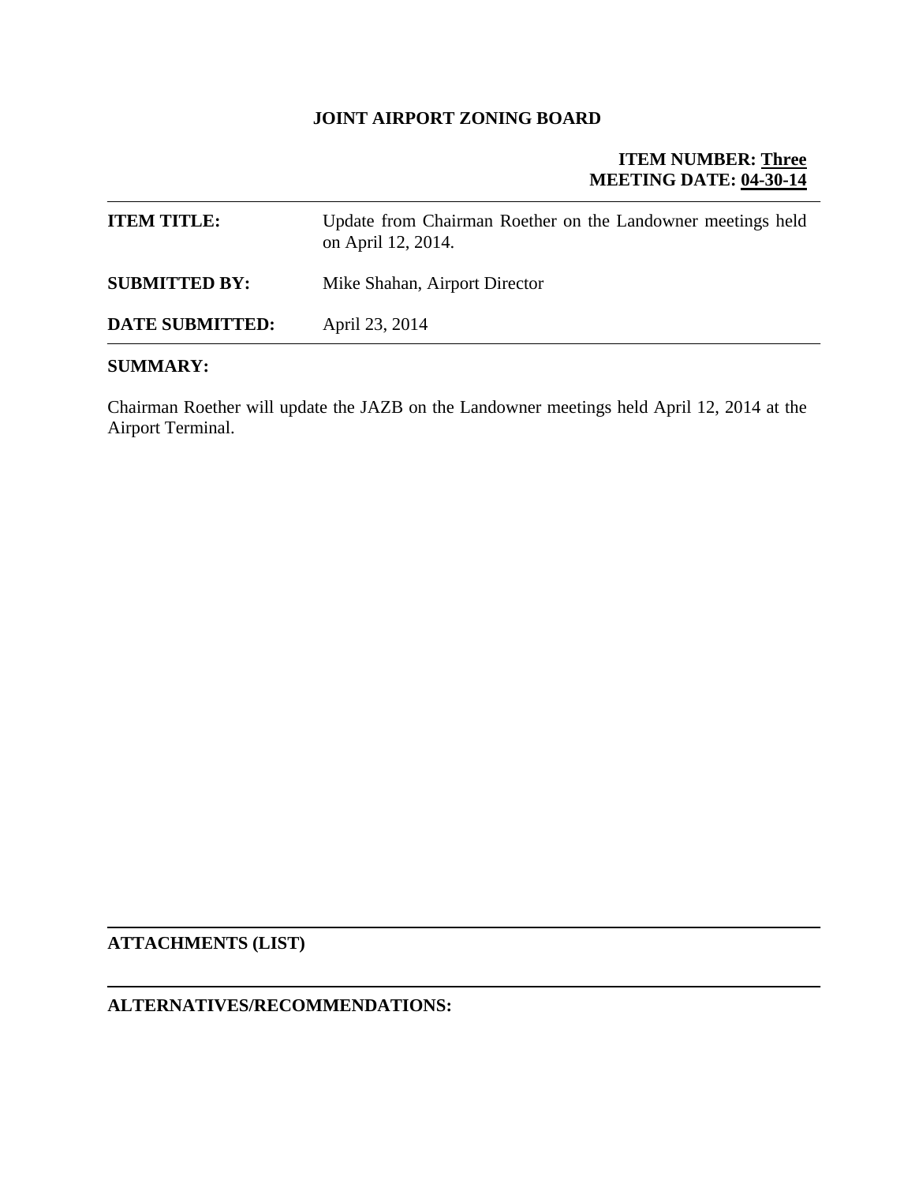**JOINT AIRPORT ZONING BOARD**

**ITEM NUMBER: Three**
**MEETING DATE: 04-30-14**

---

| | |
|---|---|
| **ITEM TITLE:** | Update from Chairman Roether on the Landowner meetings held on April 12, 2014. |
| **SUBMITTED BY:** | Mike Shahan, Airport Director |
| **DATE SUBMITTED:** | April 23, 2014 |

---

**SUMMARY:**

Chairman Roether will update the JAZB on the Landowner meetings held April 12, 2014 at the Airport Terminal.

---

**ATTACHMENTS (LIST)**

---

**ALTERNATIVES/RECOMMENDATIONS:**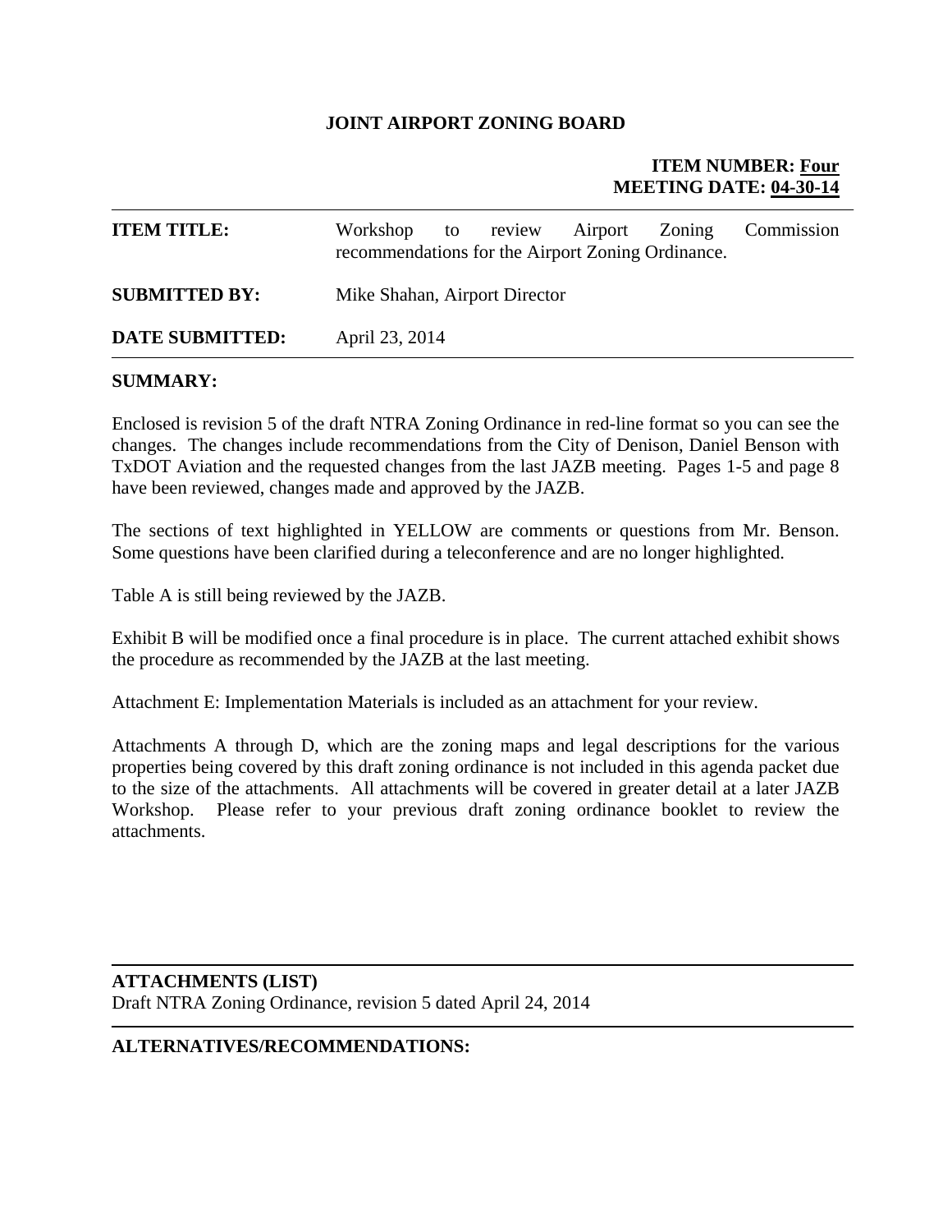**JOINT AIRPORT ZONING BOARD**

**ITEM NUMBER: Four**
**MEETING DATE: 04-30-14**

| | |
|---|---|
| **ITEM TITLE:** | Workshop to review Airport Zoning Commission recommendations for the Airport Zoning Ordinance. |
| **SUBMITTED BY:** | Mike Shahan, Airport Director |
| **DATE SUBMITTED:** | April 23, 2014 |

**SUMMARY:**

Enclosed is revision 5 of the draft NTRA Zoning Ordinance in red-line format so you can see the changes. The changes include recommendations from the City of Denison, Daniel Benson with TxDOT Aviation and the requested changes from the last JAZB meeting. Pages 1-5 and page 8 have been reviewed, changes made and approved by the JAZB.

The sections of text highlighted in YELLOW are comments or questions from Mr. Benson. Some questions have been clarified during a teleconference and are no longer highlighted.

Table A is still being reviewed by the JAZB.

Exhibit B will be modified once a final procedure is in place. The current attached exhibit shows the procedure as recommended by the JAZB at the last meeting.

Attachment E: Implementation Materials is included as an attachment for your review.

Attachments A through D, which are the zoning maps and legal descriptions for the various properties being covered by this draft zoning ordinance is not included in this agenda packet due to the size of the attachments. All attachments will be covered in greater detail at a later JAZB Workshop. Please refer to your previous draft zoning ordinance booklet to review the attachments.

**ATTACHMENTS (LIST)**
Draft NTRA Zoning Ordinance, revision 5 dated April 24, 2014

**ALTERNATIVES/RECOMMENDATIONS:**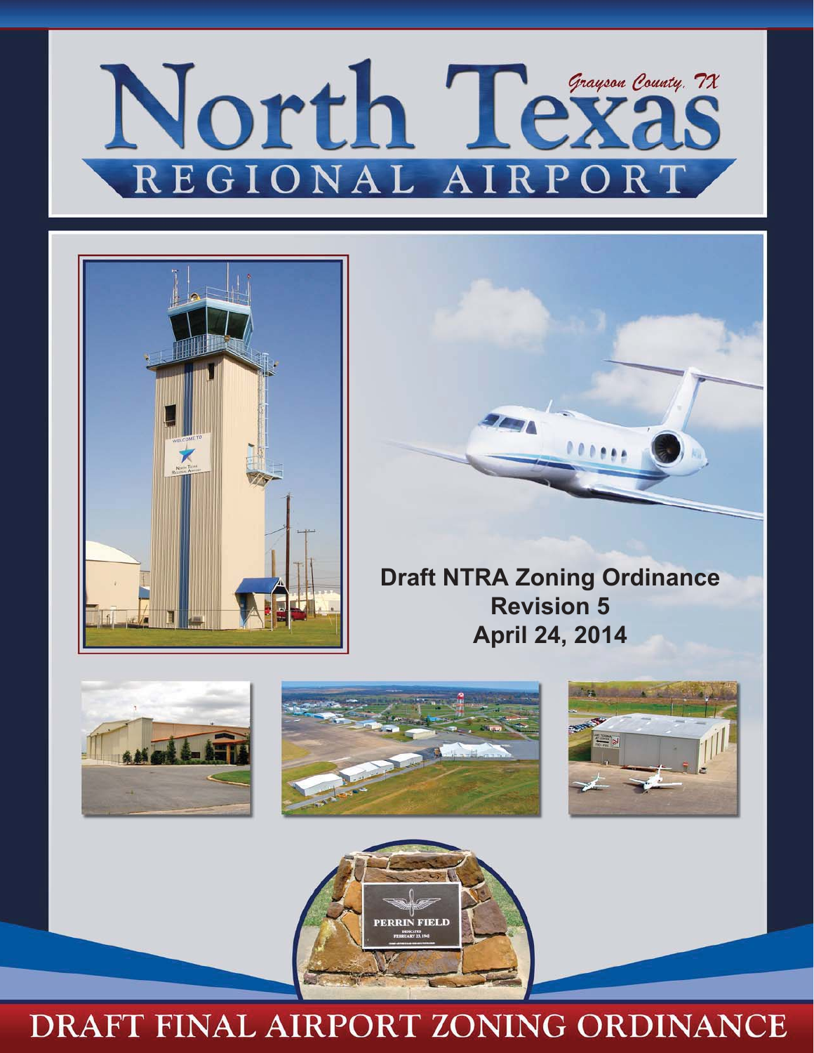# North Texas Regional Airport

Grayson County, TX

**Draft NTRA Zoning Ordinance**
**Revision 5**
**April 24, 2014**

PERRIN FIELD

DEDICATED FEBRUARY 23, 1942

# DRAFT FINAL AIRPORT ZONING ORDINANCE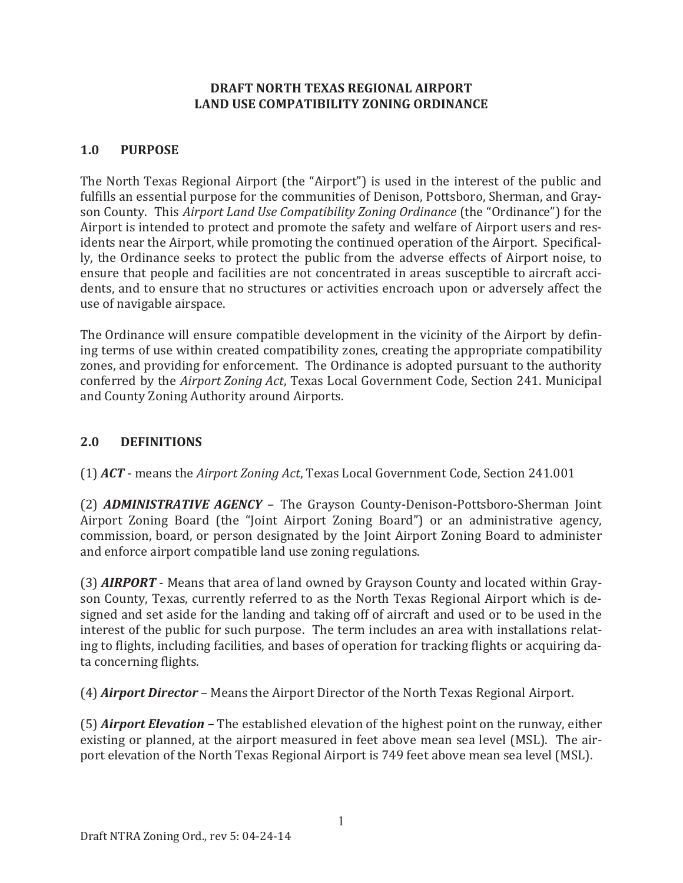# DRAFT NORTH TEXAS REGIONAL AIRPORT LAND USE COMPATIBILITY ZONING ORDINANCE

## 1.0 PURPOSE

The North Texas Regional Airport (the "Airport") is used in the interest of the public and fulfills an essential purpose for the communities of Denison, Pottsboro, Sherman, and Grayson County. This *Airport Land Use Compatibility Zoning Ordinance* (the "Ordinance") for the Airport is intended to protect and promote the safety and welfare of Airport users and residents near the Airport, while promoting the continued operation of the Airport. Specifically, the Ordinance seeks to protect the public from the adverse effects of Airport noise, to ensure that people and facilities are not concentrated in areas susceptible to aircraft accidents, and to ensure that no structures or activities encroach upon or adversely affect the use of navigable airspace.

The Ordinance will ensure compatible development in the vicinity of the Airport by defining terms of use within created compatibility zones, creating the appropriate compatibility zones, and providing for enforcement. The Ordinance is adopted pursuant to the authority conferred by the *Airport Zoning Act*, Texas Local Government Code, Section 241. Municipal and County Zoning Authority around Airports.

## 2.0 DEFINITIONS

(1) ***ACT*** - means the *Airport Zoning Act*, Texas Local Government Code, Section 241.001

(2) ***ADMINISTRATIVE AGENCY*** – The Grayson County-Denison-Pottsboro-Sherman Joint Airport Zoning Board (the "Joint Airport Zoning Board") or an administrative agency, commission, board, or person designated by the Joint Airport Zoning Board to administer and enforce airport compatible land use zoning regulations.

(3) ***AIRPORT*** - Means that area of land owned by Grayson County and located within Grayson County, Texas, currently referred to as the North Texas Regional Airport which is designed and set aside for the landing and taking off of aircraft and used or to be used in the interest of the public for such purpose. The term includes an area with installations relating to flights, including facilities, and bases of operation for tracking flights or acquiring data concerning flights.

(4) ***Airport Director*** – Means the Airport Director of the North Texas Regional Airport.

(5) ***Airport Elevation*** **–** The established elevation of the highest point on the runway, either existing or planned, at the airport measured in feet above mean sea level (MSL). The airport elevation of the North Texas Regional Airport is 749 feet above mean sea level (MSL).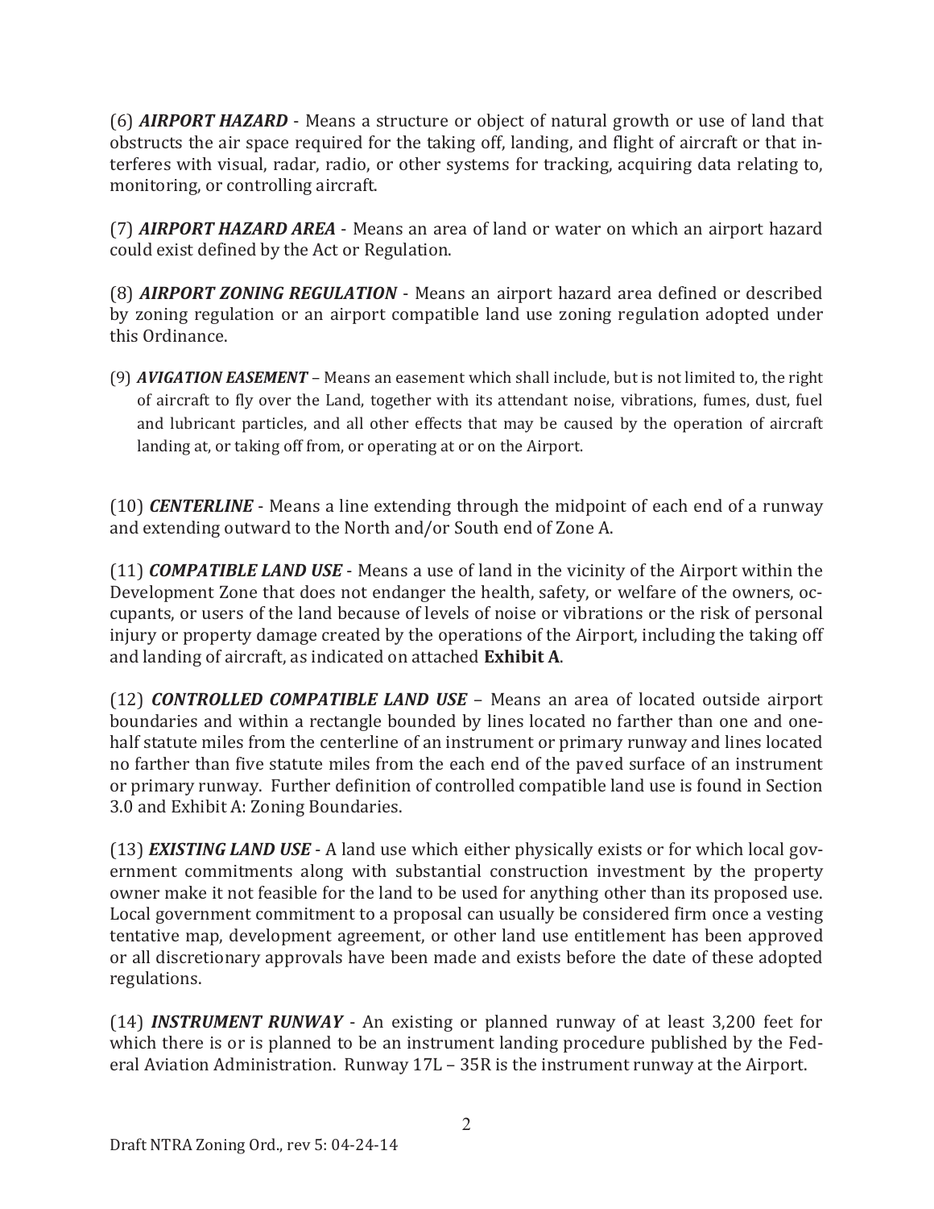(6) ***AIRPORT HAZARD*** - Means a structure or object of natural growth or use of land that obstructs the air space required for the taking off, landing, and flight of aircraft or that interferes with visual, radar, radio, or other systems for tracking, acquiring data relating to, monitoring, or controlling aircraft.

(7) ***AIRPORT HAZARD AREA*** - Means an area of land or water on which an airport hazard could exist defined by the Act or Regulation.

(8) ***AIRPORT ZONING REGULATION*** - Means an airport hazard area defined or described by zoning regulation or an airport compatible land use zoning regulation adopted under this Ordinance.

(9) ***AVIGATION EASEMENT*** – Means an easement which shall include, but is not limited to, the right of aircraft to fly over the Land, together with its attendant noise, vibrations, fumes, dust, fuel and lubricant particles, and all other effects that may be caused by the operation of aircraft landing at, or taking off from, or operating at or on the Airport.

(10) ***CENTERLINE*** - Means a line extending through the midpoint of each end of a runway and extending outward to the North and/or South end of Zone A.

(11) ***COMPATIBLE LAND USE*** - Means a use of land in the vicinity of the Airport within the Development Zone that does not endanger the health, safety, or welfare of the owners, occupants, or users of the land because of levels of noise or vibrations or the risk of personal injury or property damage created by the operations of the Airport, including the taking off and landing of aircraft, as indicated on attached **Exhibit A**.

(12) ***CONTROLLED COMPATIBLE LAND USE*** – Means an area of located outside airport boundaries and within a rectangle bounded by lines located no farther than one and one-half statute miles from the centerline of an instrument or primary runway and lines located no farther than five statute miles from the each end of the paved surface of an instrument or primary runway. Further definition of controlled compatible land use is found in Section 3.0 and Exhibit A: Zoning Boundaries.

(13) ***EXISTING LAND USE*** - A land use which either physically exists or for which local government commitments along with substantial construction investment by the property owner make it not feasible for the land to be used for anything other than its proposed use. Local government commitment to a proposal can usually be considered firm once a vesting tentative map, development agreement, or other land use entitlement has been approved or all discretionary approvals have been made and exists before the date of these adopted regulations.

(14) ***INSTRUMENT RUNWAY*** - An existing or planned runway of at least 3,200 feet for which there is or is planned to be an instrument landing procedure published by the Federal Aviation Administration. Runway 17L – 35R is the instrument runway at the Airport.

Draft NTRA Zoning Ord., rev 5: 04-24-14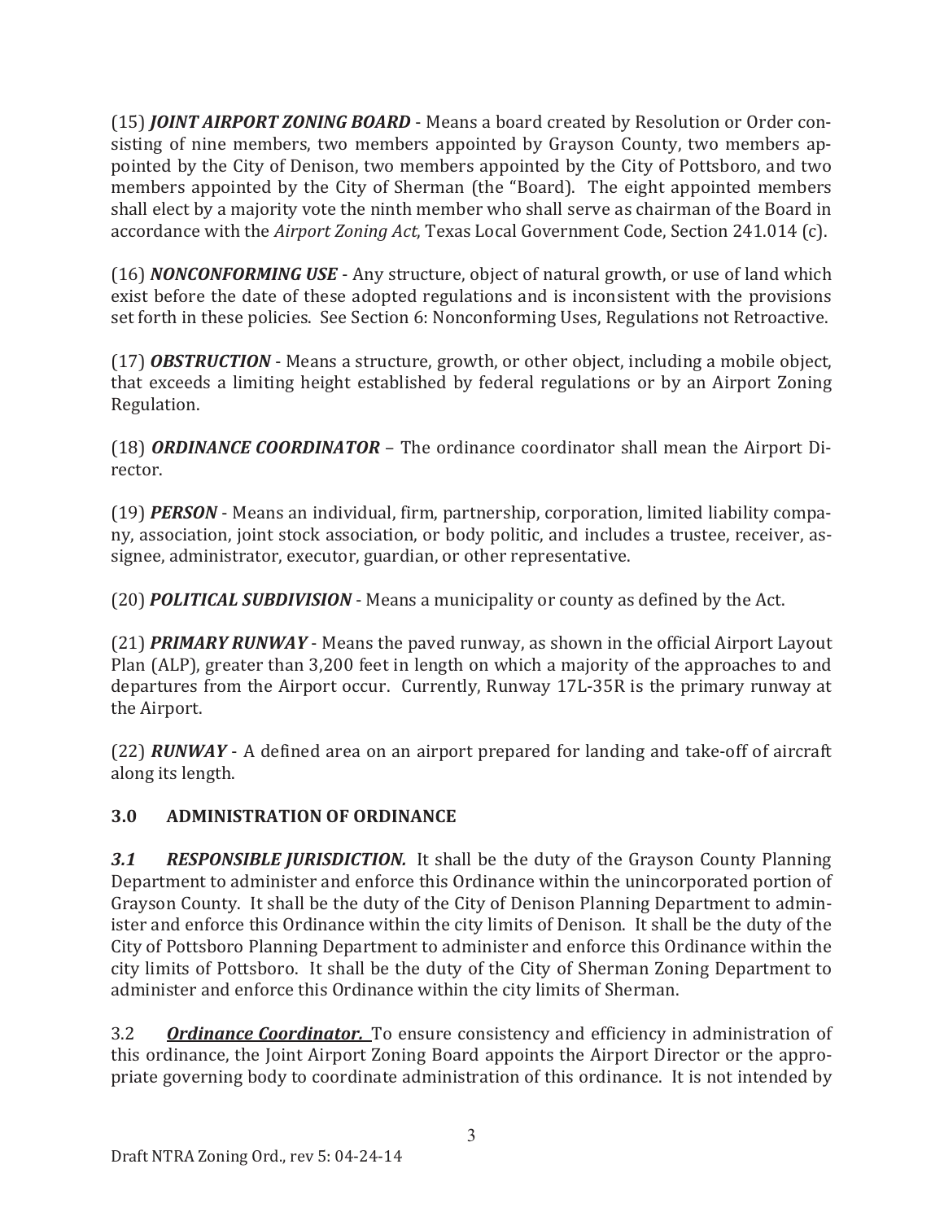(15) ***JOINT AIRPORT ZONING BOARD*** - Means a board created by Resolution or Order consisting of nine members, two members appointed by Grayson County, two members appointed by the City of Denison, two members appointed by the City of Pottsboro, and two members appointed by the City of Sherman (the "Board). The eight appointed members shall elect by a majority vote the ninth member who shall serve as chairman of the Board in accordance with the *Airport Zoning Act*, Texas Local Government Code, Section 241.014 (c).

(16) ***NONCONFORMING USE*** - Any structure, object of natural growth, or use of land which exist before the date of these adopted regulations and is inconsistent with the provisions set forth in these policies. See Section 6: Nonconforming Uses, Regulations not Retroactive.

(17) ***OBSTRUCTION*** - Means a structure, growth, or other object, including a mobile object, that exceeds a limiting height established by federal regulations or by an Airport Zoning Regulation.

(18) ***ORDINANCE COORDINATOR*** – The ordinance coordinator shall mean the Airport Director.

(19) ***PERSON*** - Means an individual, firm, partnership, corporation, limited liability company, association, joint stock association, or body politic, and includes a trustee, receiver, assignee, administrator, executor, guardian, or other representative.

(20) ***POLITICAL SUBDIVISION*** - Means a municipality or county as defined by the Act.

(21) ***PRIMARY RUNWAY*** - Means the paved runway, as shown in the official Airport Layout Plan (ALP), greater than 3,200 feet in length on which a majority of the approaches to and departures from the Airport occur. Currently, Runway 17L-35R is the primary runway at the Airport.

(22) ***RUNWAY*** - A defined area on an airport prepared for landing and take-off of aircraft along its length.

### 3.0 ADMINISTRATION OF ORDINANCE

***3.1 RESPONSIBLE JURISDICTION.*** It shall be the duty of the Grayson County Planning Department to administer and enforce this Ordinance within the unincorporated portion of Grayson County. It shall be the duty of the City of Denison Planning Department to administer and enforce this Ordinance within the city limits of Denison. It shall be the duty of the City of Pottsboro Planning Department to administer and enforce this Ordinance within the city limits of Pottsboro. It shall be the duty of the City of Sherman Zoning Department to administer and enforce this Ordinance within the city limits of Sherman.

3.2 ***Ordinance Coordinator.*** To ensure consistency and efficiency in administration of this ordinance, the Joint Airport Zoning Board appoints the Airport Director or the appropriate governing body to coordinate administration of this ordinance. It is not intended by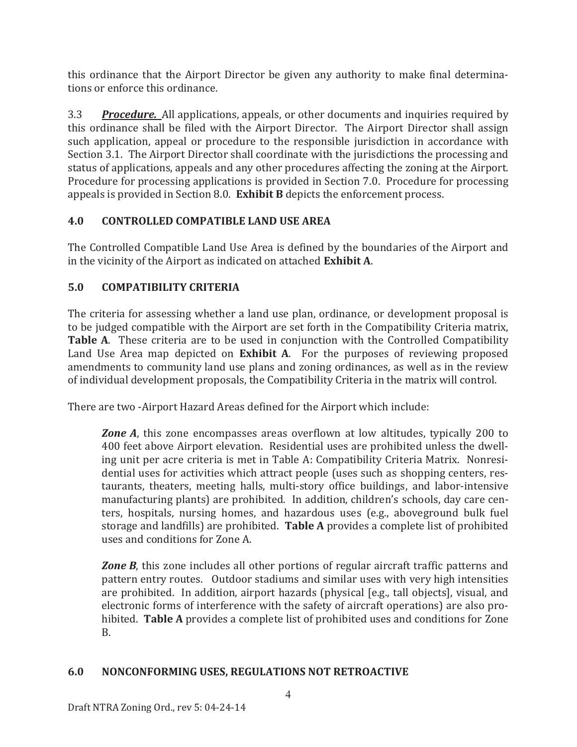this ordinance that the Airport Director be given any authority to make final determinations or enforce this ordinance.

3.3 ***Procedure.*** All applications, appeals, or other documents and inquiries required by this ordinance shall be filed with the Airport Director. The Airport Director shall assign such application, appeal or procedure to the responsible jurisdiction in accordance with Section 3.1. The Airport Director shall coordinate with the jurisdictions the processing and status of applications, appeals and any other procedures affecting the zoning at the Airport. Procedure for processing applications is provided in Section 7.0. Procedure for processing appeals is provided in Section 8.0. **Exhibit B** depicts the enforcement process.

## 4.0 CONTROLLED COMPATIBLE LAND USE AREA

The Controlled Compatible Land Use Area is defined by the boundaries of the Airport and in the vicinity of the Airport as indicated on attached **Exhibit A**.

## 5.0 COMPATIBILITY CRITERIA

The criteria for assessing whether a land use plan, ordinance, or development proposal is to be judged compatible with the Airport are set forth in the Compatibility Criteria matrix, **Table A**. These criteria are to be used in conjunction with the Controlled Compatibility Land Use Area map depicted on **Exhibit A**. For the purposes of reviewing proposed amendments to community land use plans and zoning ordinances, as well as in the review of individual development proposals, the Compatibility Criteria in the matrix will control.

There are two -Airport Hazard Areas defined for the Airport which include:

> ***Zone A***, this zone encompasses areas overflown at low altitudes, typically 200 to 400 feet above Airport elevation. Residential uses are prohibited unless the dwelling unit per acre criteria is met in Table A: Compatibility Criteria Matrix. Nonresidential uses for activities which attract people (uses such as shopping centers, restaurants, theaters, meeting halls, multi-story office buildings, and labor-intensive manufacturing plants) are prohibited. In addition, children's schools, day care centers, hospitals, nursing homes, and hazardous uses (e.g., aboveground bulk fuel storage and landfills) are prohibited. **Table A** provides a complete list of prohibited uses and conditions for Zone A.
>
> ***Zone B***, this zone includes all other portions of regular aircraft traffic patterns and pattern entry routes. Outdoor stadiums and similar uses with very high intensities are prohibited. In addition, airport hazards (physical [e.g., tall objects], visual, and electronic forms of interference with the safety of aircraft operations) are also prohibited. **Table A** provides a complete list of prohibited uses and conditions for Zone B.

## 6.0 NONCONFORMING USES, REGULATIONS NOT RETROACTIVE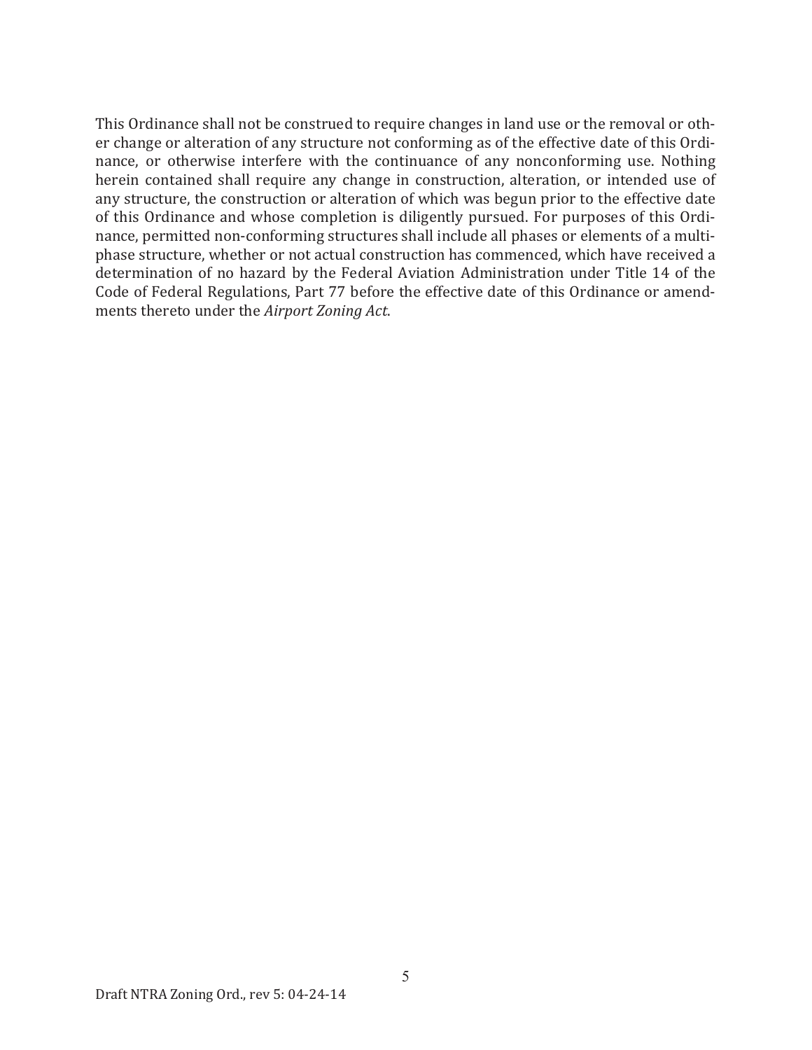This Ordinance shall not be construed to require changes in land use or the removal or other change or alteration of any structure not conforming as of the effective date of this Ordinance, or otherwise interfere with the continuance of any nonconforming use. Nothing herein contained shall require any change in construction, alteration, or intended use of any structure, the construction or alteration of which was begun prior to the effective date of this Ordinance and whose completion is diligently pursued. For purposes of this Ordinance, permitted non-conforming structures shall include all phases or elements of a multiphase structure, whether or not actual construction has commenced, which have received a determination of no hazard by the Federal Aviation Administration under Title 14 of the Code of Federal Regulations, Part 77 before the effective date of this Ordinance or amendments thereto under the *Airport Zoning Act*.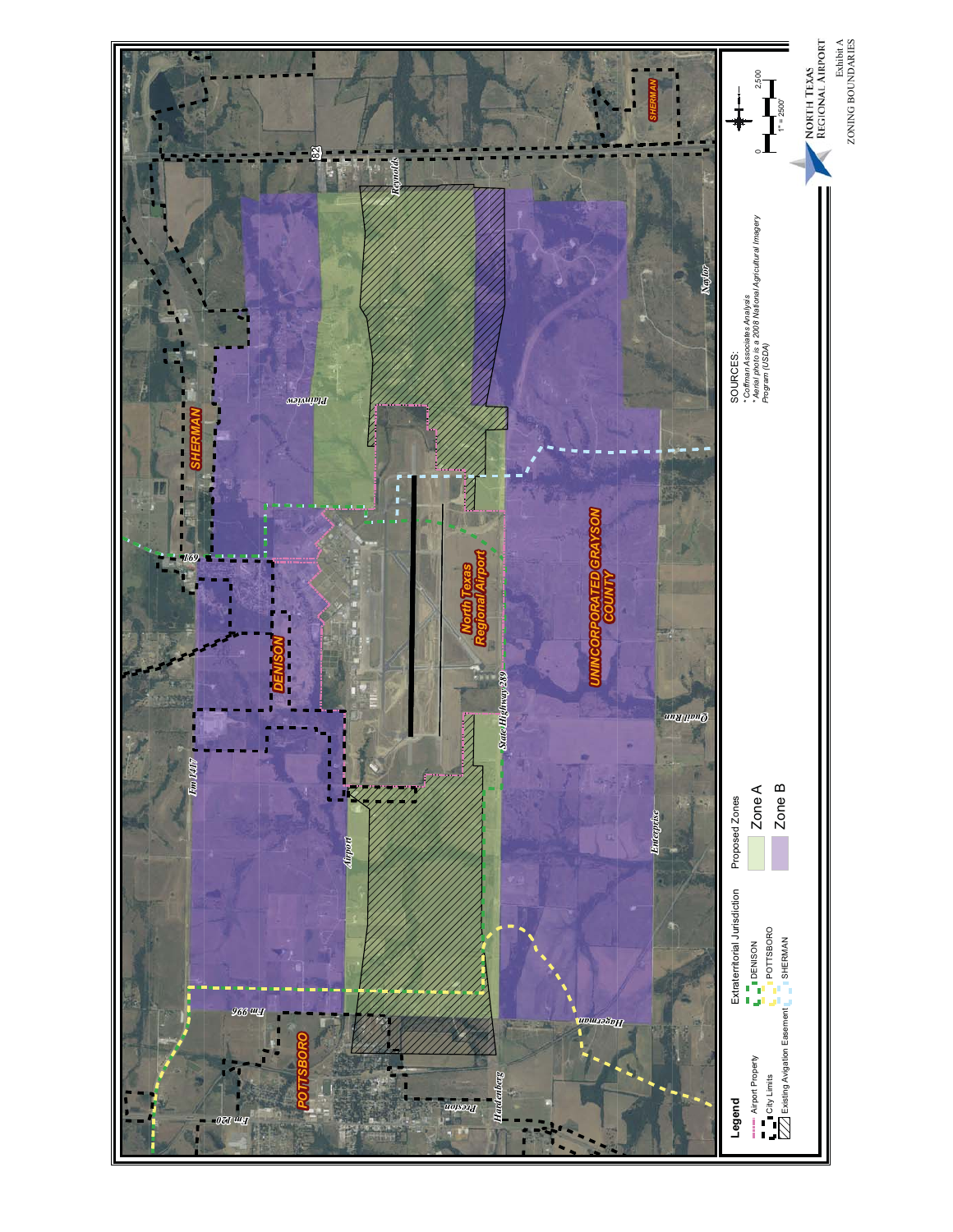# NORTH TEXAS REGIONAL AIRPORT

Exhibit A

ZONING BOUNDARIES

**Legend**

- Airport Property
- City Limits
- Existing Avigation Easement

Extraterritorial Jurisdiction

- DENISON
- POTTSBORO
- SHERMAN

Proposed Zones

- Zone A
- Zone B

SOURCES:
* Coffman Associates Analysis
* Aerial photo is a 2008 National Agricultural Imagery Program (USDA)

0 — 2,500

1" = 2500'

SHERMAN

DENISON

POTTSBORO

North Texas Regional Airport

UNINCORPORATED GRAYSON COUNTY

82

Reynolds

Plainview

Naylor

691

Quail Run

State Highway 289

Fm 1417

Airport

Enterprise

Fm 996

Hagerman

Hardenberg

Preston

Fm 120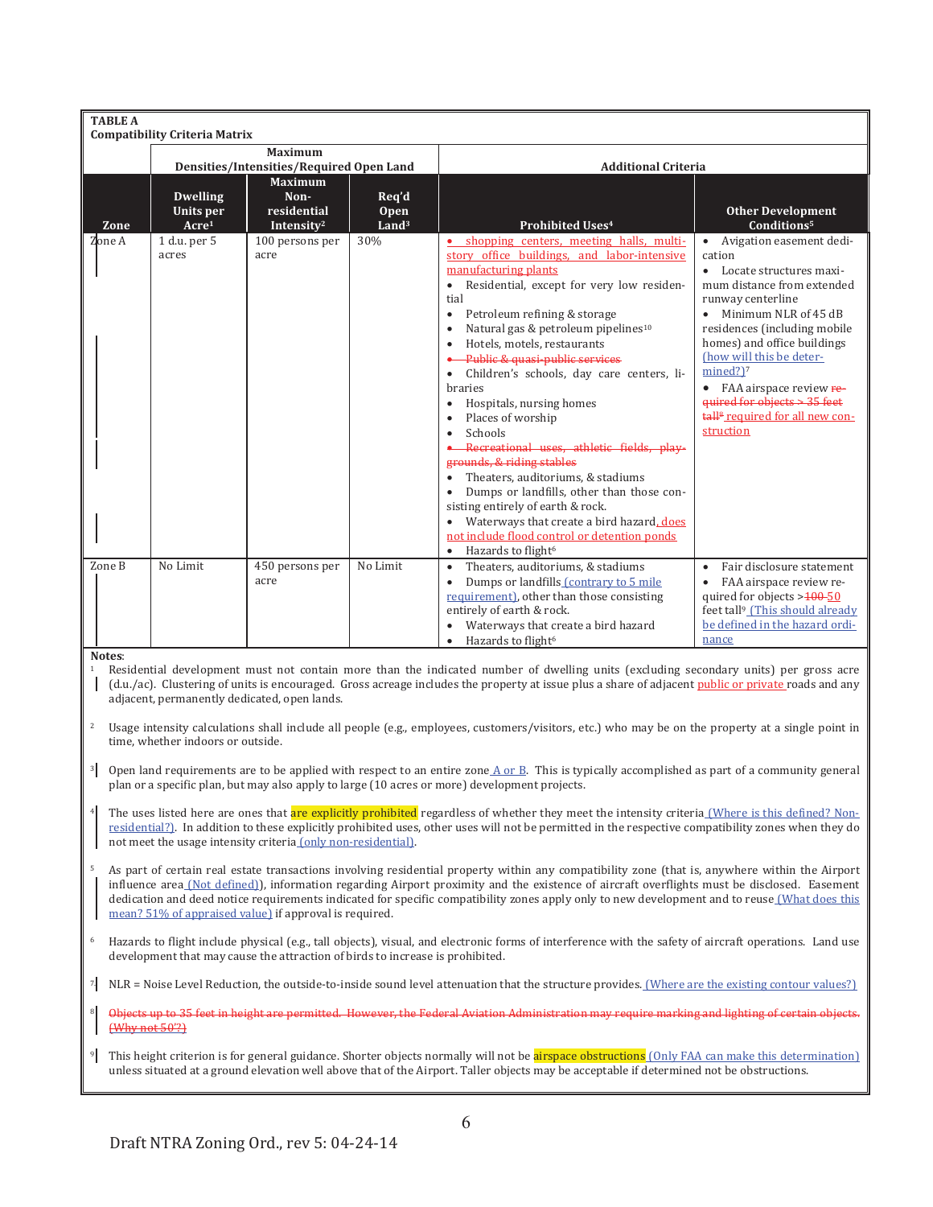**TABLE A**
**Compatibility Criteria Matrix**

| Zone | Maximum Densities/Intensities/Required Open Land | | | Additional Criteria | |
|---|---|---|---|---|---|
| | Dwelling Units per Acre[1] | Maximum Non-residential Intensity[2] | Req'd Open Land[3] | Prohibited Uses[4] | Other Development Conditions[5] |
| Zone A | 1 d.u. per 5 acres | 100 persons per acre | 30% | • shopping centers, meeting halls, multi-story office buildings, and labor-intensive manufacturing plants<br>• Residential, except for very low residential<br>• Petroleum refining & storage<br>• Natural gas & petroleum pipelines[10]<br>• Hotels, motels, restaurants<br>• ~~Public & quasi-public services~~<br>• Children's schools, day care centers, libraries<br>• Hospitals, nursing homes<br>• Places of worship<br>• Schools<br>• ~~Recreational uses, athletic fields, playgrounds, & riding stables~~<br>• Theaters, auditoriums, & stadiums<br>• Dumps or landfills, other than those consisting entirely of earth & rock.<br>• Waterways that create a bird hazard, does not include flood control or detention ponds<br>• Hazards to flight[6] | • Avigation easement dedication<br>• Locate structures maximum distance from extended runway centerline<br>• Minimum NLR of 45 dB residences (including mobile homes) and office buildings (how will this be determined?)[7]<br>• FAA airspace review ~~required for objects > 35 feet tall[8]~~ required for all new construction |
| Zone B | No Limit | 450 persons per acre | No Limit | • Theaters, auditoriums, & stadiums<br>• Dumps or landfills (contrary to 5 mile requirement), other than those consisting entirely of earth & rock.<br>• Waterways that create a bird hazard<br>• Hazards to flight[6] | • Fair disclosure statement<br>• FAA airspace review required for objects > ~~100~~ 50 feet tall[9] (This should already be defined in the hazard ordinance |

**Notes**:

[1] Residential development must not contain more than the indicated number of dwelling units (excluding secondary units) per gross acre (d.u./ac). Clustering of units is encouraged. Gross acreage includes the property at issue plus a share of adjacent public or private roads and any adjacent, permanently dedicated, open lands.

[2] Usage intensity calculations shall include all people (e.g., employees, customers/visitors, etc.) who may be on the property at a single point in time, whether indoors or outside.

[3] Open land requirements are to be applied with respect to an entire zone A or B. This is typically accomplished as part of a community general plan or a specific plan, but may also apply to large (10 acres or more) development projects.

[4] The uses listed here are ones that are explicitly prohibited regardless of whether they meet the intensity criteria (Where is this defined? Non-residential?). In addition to these explicitly prohibited uses, other uses will not be permitted in the respective compatibility zones when they do not meet the usage intensity criteria (only non-residential).

[5] As part of certain real estate transactions involving residential property within any compatibility zone (that is, anywhere within the Airport influence area (Not defined)), information regarding Airport proximity and the existence of aircraft overflights must be disclosed. Easement dedication and deed notice requirements indicated for specific compatibility zones apply only to new development and to reuse (What does this mean? 51% of appraised value) if approval is required.

[6] Hazards to flight include physical (e.g., tall objects), visual, and electronic forms of interference with the safety of aircraft operations. Land use development that may cause the attraction of birds to increase is prohibited.

[7] NLR = Noise Level Reduction, the outside-to-inside sound level attenuation that the structure provides. (Where are the existing contour values?)

[8] ~~Objects up to 35 feet in height are permitted. However, the Federal Aviation Administration may require marking and lighting of certain objects. (Why not 50'?)~~

[9] This height criterion is for general guidance. Shorter objects normally will not be airspace obstructions (Only FAA can make this determination) unless situated at a ground elevation well above that of the Airport. Taller objects may be acceptable if determined not be obstructions.

Draft NTRA Zoning Ord., rev 5: 04-24-14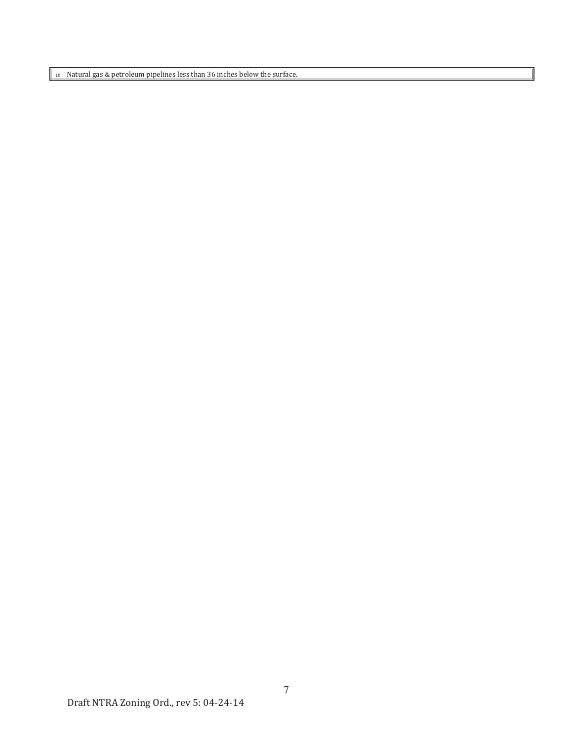| 10 | Natural gas & petroleum pipelines less than 36 inches below the surface. |
| --- | --- |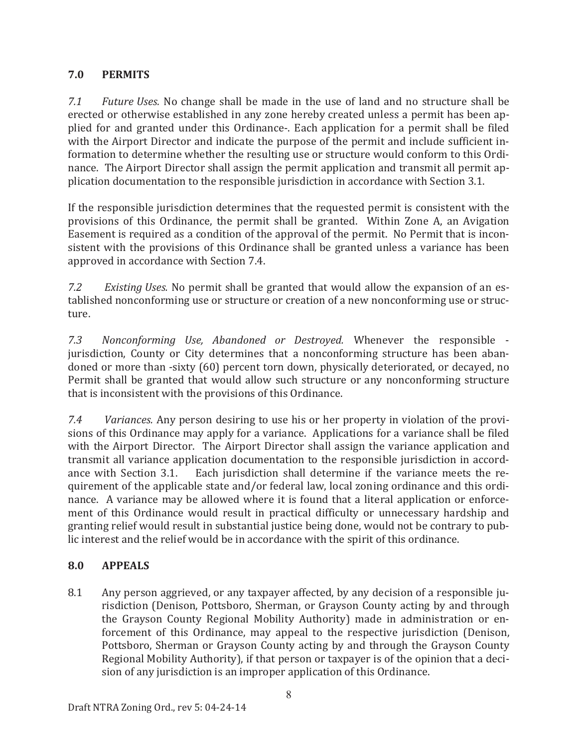## 7.0 PERMITS

*7.1 Future Uses.* No change shall be made in the use of land and no structure shall be erected or otherwise established in any zone hereby created unless a permit has been applied for and granted under this Ordinance-. Each application for a permit shall be filed with the Airport Director and indicate the purpose of the permit and include sufficient information to determine whether the resulting use or structure would conform to this Ordinance. The Airport Director shall assign the permit application and transmit all permit application documentation to the responsible jurisdiction in accordance with Section 3.1.

If the responsible jurisdiction determines that the requested permit is consistent with the provisions of this Ordinance, the permit shall be granted. Within Zone A, an Avigation Easement is required as a condition of the approval of the permit. No Permit that is inconsistent with the provisions of this Ordinance shall be granted unless a variance has been approved in accordance with Section 7.4.

*7.2 Existing Uses.* No permit shall be granted that would allow the expansion of an established nonconforming use or structure or creation of a new nonconforming use or structure.

*7.3 Nonconforming Use, Abandoned or Destroyed.* Whenever the responsible -jurisdiction, County or City determines that a nonconforming structure has been abandoned or more than -sixty (60) percent torn down, physically deteriorated, or decayed, no Permit shall be granted that would allow such structure or any nonconforming structure that is inconsistent with the provisions of this Ordinance.

*7.4 Variances.* Any person desiring to use his or her property in violation of the provisions of this Ordinance may apply for a variance. Applications for a variance shall be filed with the Airport Director. The Airport Director shall assign the variance application and transmit all variance application documentation to the responsible jurisdiction in accordance with Section 3.1. Each jurisdiction shall determine if the variance meets the requirement of the applicable state and/or federal law, local zoning ordinance and this ordinance. A variance may be allowed where it is found that a literal application or enforcement of this Ordinance would result in practical difficulty or unnecessary hardship and granting relief would result in substantial justice being done, would not be contrary to public interest and the relief would be in accordance with the spirit of this ordinance.

## 8.0 APPEALS

8.1 Any person aggrieved, or any taxpayer affected, by any decision of a responsible jurisdiction (Denison, Pottsboro, Sherman, or Grayson County acting by and through the Grayson County Regional Mobility Authority) made in administration or enforcement of this Ordinance, may appeal to the respective jurisdiction (Denison, Pottsboro, Sherman or Grayson County acting by and through the Grayson County Regional Mobility Authority), if that person or taxpayer is of the opinion that a decision of any jurisdiction is an improper application of this Ordinance.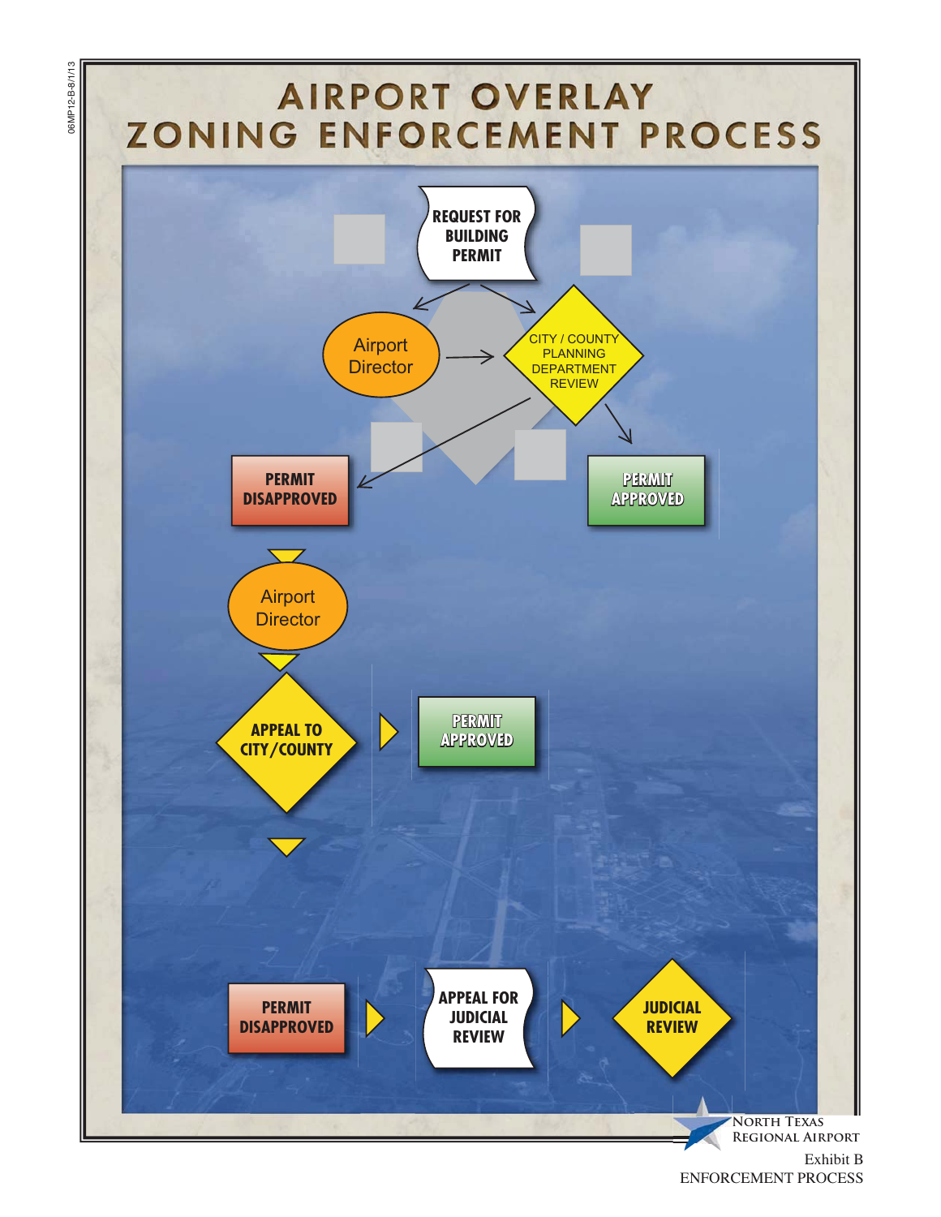# AIRPORT OVERLAY ZONING ENFORCEMENT PROCESS

REQUEST FOR BUILDING PERMIT

Airport Director

CITY / COUNTY PLANNING DEPARTMENT REVIEW

PERMIT DISAPPROVED

PERMIT APPROVED

Airport Director

APPEAL TO CITY/COUNTY

PERMIT APPROVED

PERMIT DISAPPROVED

APPEAL FOR JUDICIAL REVIEW

JUDICIAL REVIEW

North Texas Regional Airport

Exhibit B

ENFORCEMENT PROCESS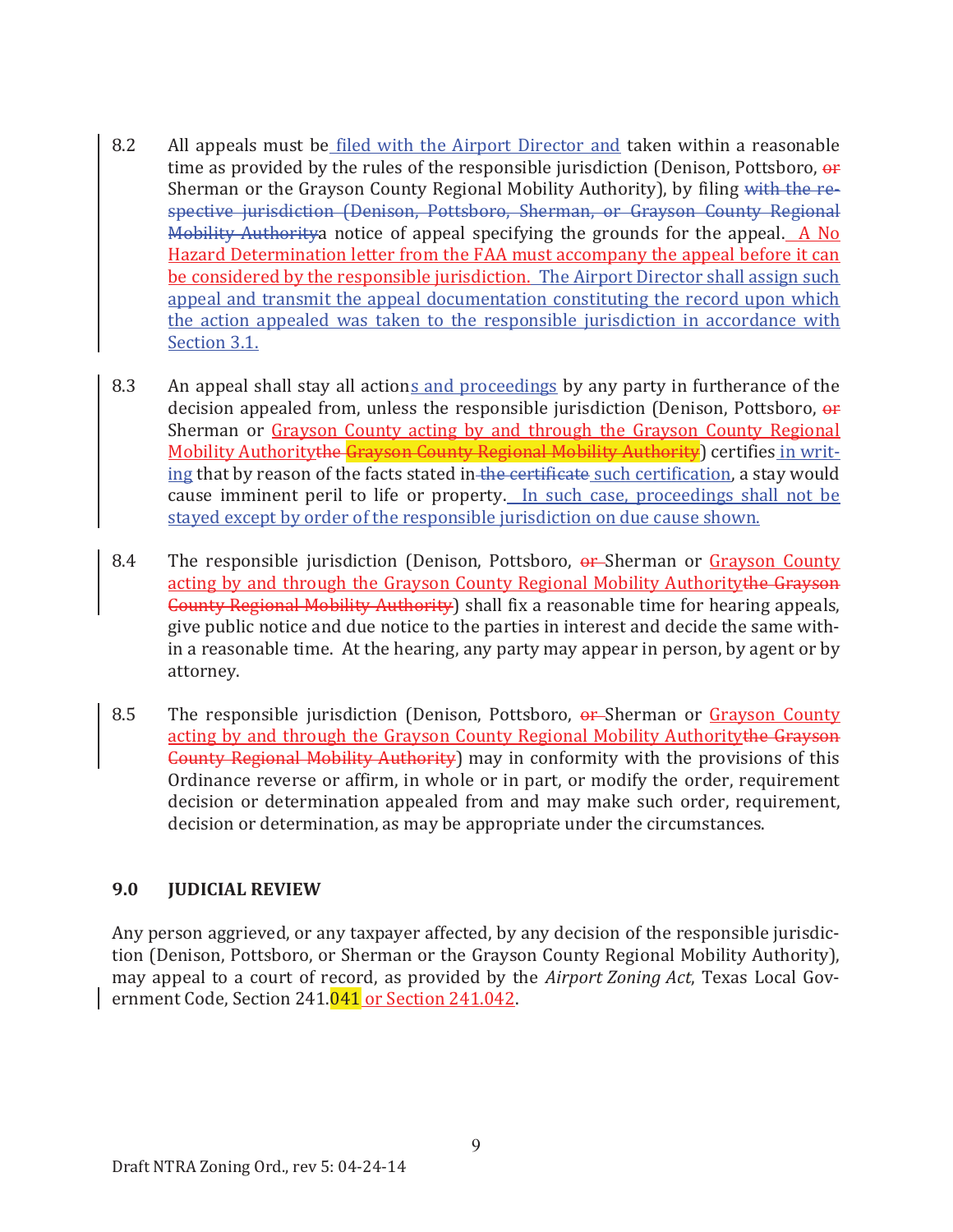8.2 All appeals must be filed with the Airport Director and taken within a reasonable time as provided by the rules of the responsible jurisdiction (Denison, Pottsboro, ~~or~~ Sherman or the Grayson County Regional Mobility Authority), by filing ~~with the respective jurisdiction (Denison, Pottsboro, Sherman, or Grayson County Regional Mobility Authority~~a notice of appeal specifying the grounds for the appeal. A No Hazard Determination letter from the FAA must accompany the appeal before it can be considered by the responsible jurisdiction. The Airport Director shall assign such appeal and transmit the appeal documentation constituting the record upon which the action appealed was taken to the responsible jurisdiction in accordance with Section 3.1.

8.3 An appeal shall stay all actions and proceedings by any party in furtherance of the decision appealed from, unless the responsible jurisdiction (Denison, Pottsboro, ~~or~~ Sherman or Grayson County acting by and through the Grayson County Regional Mobility Authority~~the Grayson County Regional Mobility Authority~~) certifies in writing that by reason of the facts stated in ~~the certificate~~ such certification, a stay would cause imminent peril to life or property. In such case, proceedings shall not be stayed except by order of the responsible jurisdiction on due cause shown.

8.4 The responsible jurisdiction (Denison, Pottsboro, ~~or~~ Sherman or Grayson County acting by and through the Grayson County Regional Mobility Authority~~the Grayson County Regional Mobility Authority~~) shall fix a reasonable time for hearing appeals, give public notice and due notice to the parties in interest and decide the same within a reasonable time. At the hearing, any party may appear in person, by agent or by attorney.

8.5 The responsible jurisdiction (Denison, Pottsboro, ~~or~~ Sherman or Grayson County acting by and through the Grayson County Regional Mobility Authority~~the Grayson County Regional Mobility Authority~~) may in conformity with the provisions of this Ordinance reverse or affirm, in whole or in part, or modify the order, requirement decision or determination appealed from and may make such order, requirement, decision or determination, as may be appropriate under the circumstances.

## 9.0 JUDICIAL REVIEW

Any person aggrieved, or any taxpayer affected, by any decision of the responsible jurisdiction (Denison, Pottsboro, or Sherman or the Grayson County Regional Mobility Authority), may appeal to a court of record, as provided by the *Airport Zoning Act*, Texas Local Government Code, Section 241.041 or Section 241.042.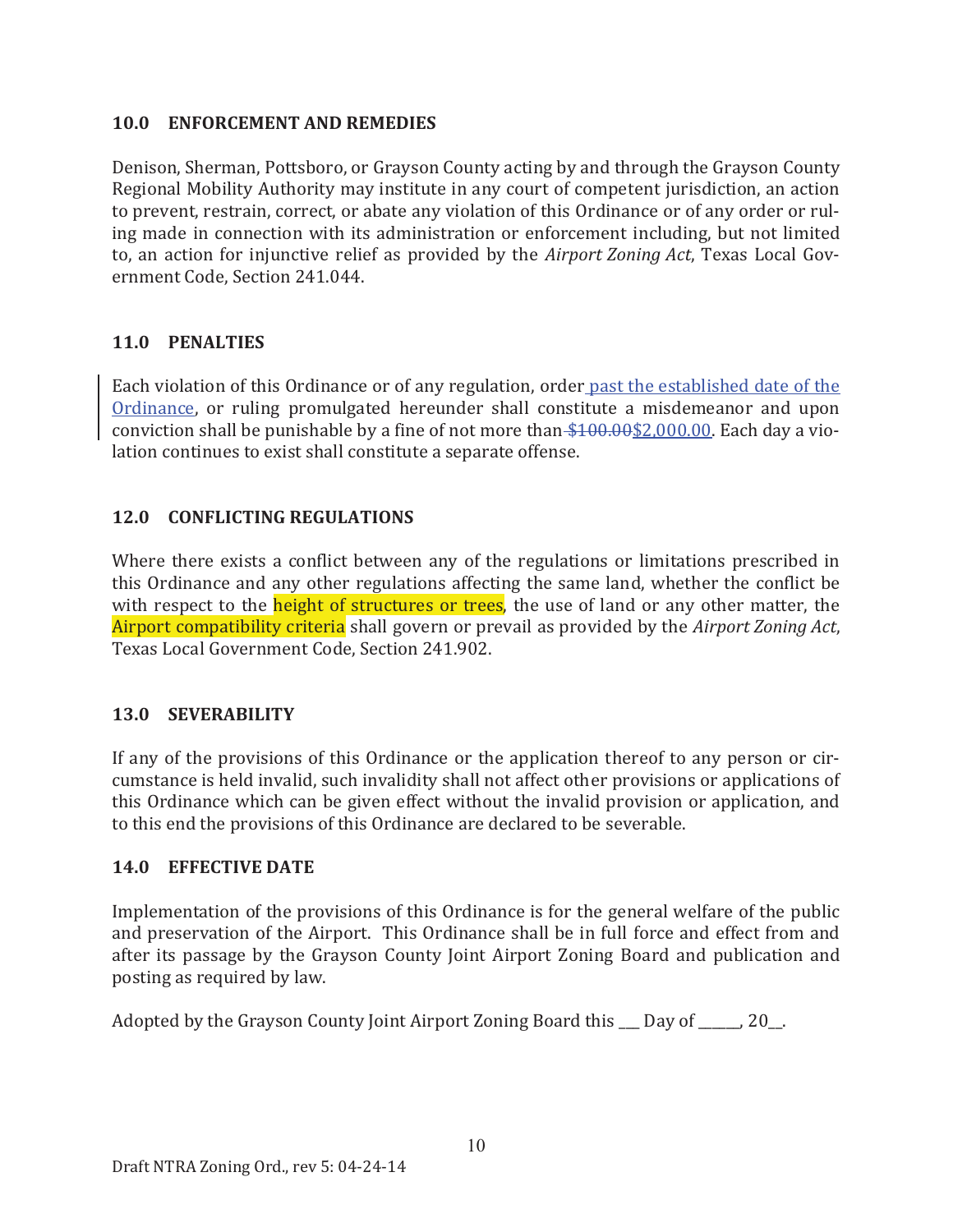## 10.0 ENFORCEMENT AND REMEDIES

Denison, Sherman, Pottsboro, or Grayson County acting by and through the Grayson County Regional Mobility Authority may institute in any court of competent jurisdiction, an action to prevent, restrain, correct, or abate any violation of this Ordinance or of any order or ruling made in connection with its administration or enforcement including, but not limited to, an action for injunctive relief as provided by the *Airport Zoning Act*, Texas Local Government Code, Section 241.044.

## 11.0 PENALTIES

Each violation of this Ordinance or of any regulation, order past the established date of the Ordinance, or ruling promulgated hereunder shall constitute a misdemeanor and upon conviction shall be punishable by a fine of not more than ~~$100.00~~$2,000.00. Each day a violation continues to exist shall constitute a separate offense.

## 12.0 CONFLICTING REGULATIONS

Where there exists a conflict between any of the regulations or limitations prescribed in this Ordinance and any other regulations affecting the same land, whether the conflict be with respect to the height of structures or trees, the use of land or any other matter, the Airport compatibility criteria shall govern or prevail as provided by the *Airport Zoning Act*, Texas Local Government Code, Section 241.902.

## 13.0 SEVERABILITY

If any of the provisions of this Ordinance or the application thereof to any person or circumstance is held invalid, such invalidity shall not affect other provisions or applications of this Ordinance which can be given effect without the invalid provision or application, and to this end the provisions of this Ordinance are declared to be severable.

## 14.0 EFFECTIVE DATE

Implementation of the provisions of this Ordinance is for the general welfare of the public and preservation of the Airport. This Ordinance shall be in full force and effect from and after its passage by the Grayson County Joint Airport Zoning Board and publication and posting as required by law.

Adopted by the Grayson County Joint Airport Zoning Board this ___ Day of _____, 20__.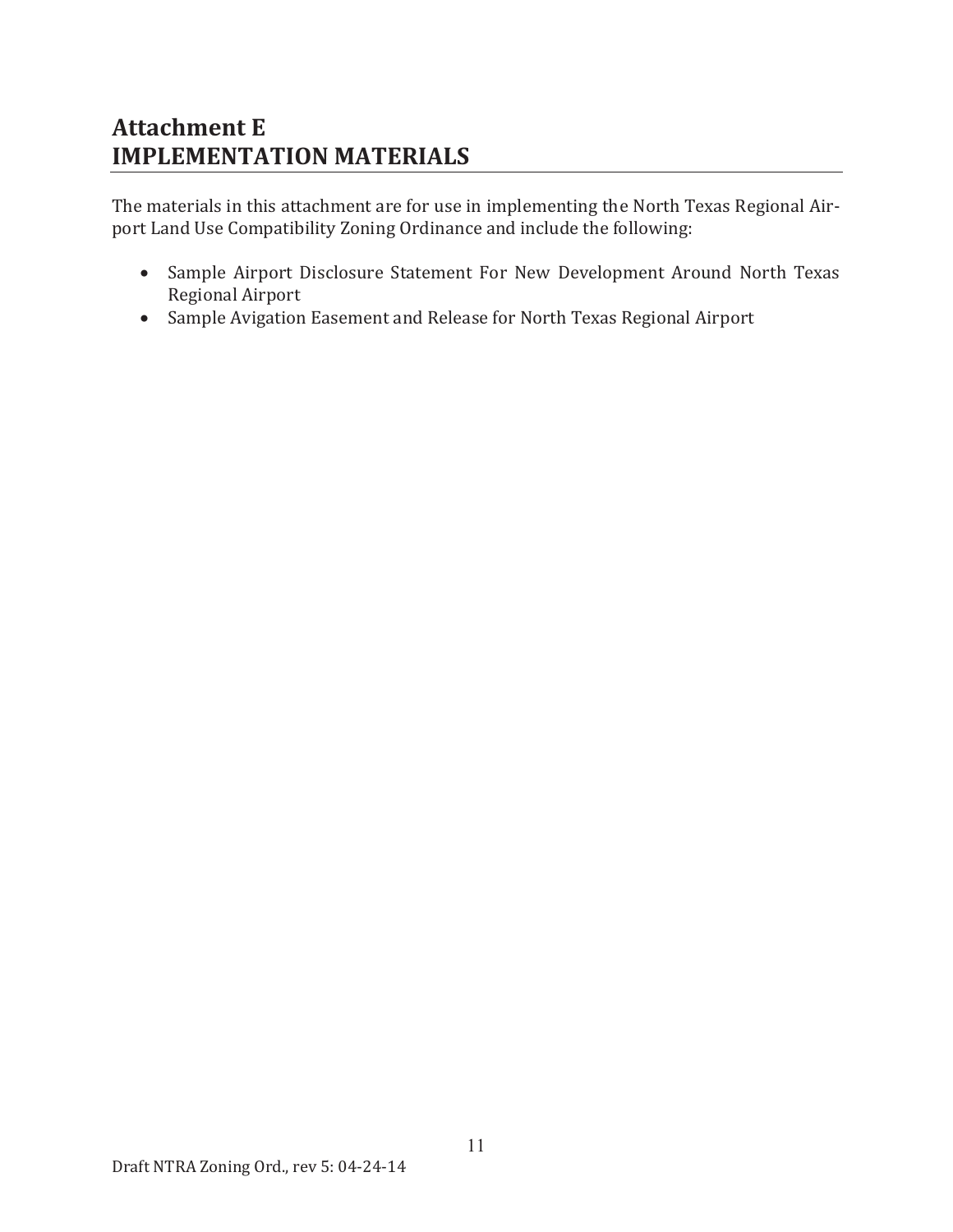# Attachment E
# IMPLEMENTATION MATERIALS

The materials in this attachment are for use in implementing the North Texas Regional Airport Land Use Compatibility Zoning Ordinance and include the following:

- Sample Airport Disclosure Statement For New Development Around North Texas Regional Airport
- Sample Avigation Easement and Release for North Texas Regional Airport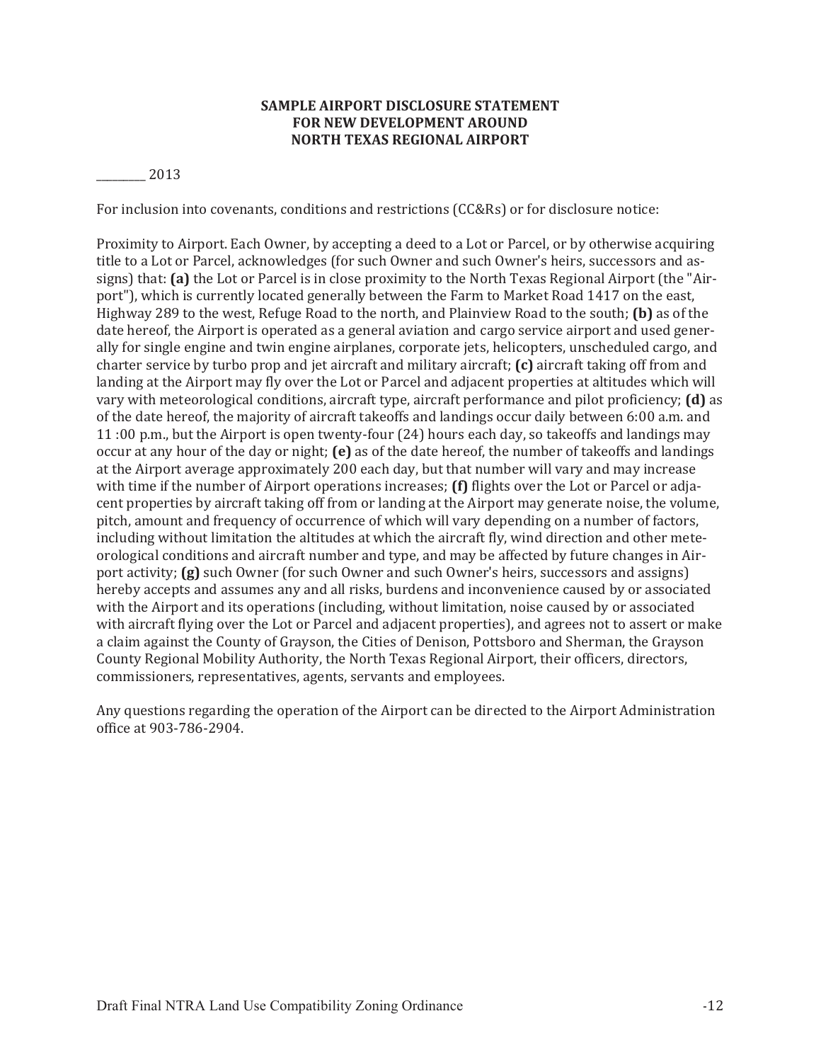**SAMPLE AIRPORT DISCLOSURE STATEMENT**
**FOR NEW DEVELOPMENT AROUND**
**NORTH TEXAS REGIONAL AIRPORT**

_________ 2013

For inclusion into covenants, conditions and restrictions (CC&Rs) or for disclosure notice:

Proximity to Airport. Each Owner, by accepting a deed to a Lot or Parcel, or by otherwise acquiring title to a Lot or Parcel, acknowledges (for such Owner and such Owner's heirs, successors and assigns) that: **(a)** the Lot or Parcel is in close proximity to the North Texas Regional Airport (the "Airport"), which is currently located generally between the Farm to Market Road 1417 on the east, Highway 289 to the west, Refuge Road to the north, and Plainview Road to the south; **(b)** as of the date hereof, the Airport is operated as a general aviation and cargo service airport and used generally for single engine and twin engine airplanes, corporate jets, helicopters, unscheduled cargo, and charter service by turbo prop and jet aircraft and military aircraft; **(c)** aircraft taking off from and landing at the Airport may fly over the Lot or Parcel and adjacent properties at altitudes which will vary with meteorological conditions, aircraft type, aircraft performance and pilot proficiency; **(d)** as of the date hereof, the majority of aircraft takeoffs and landings occur daily between 6:00 a.m. and 11 :00 p.m., but the Airport is open twenty-four (24) hours each day, so takeoffs and landings may occur at any hour of the day or night; **(e)** as of the date hereof, the number of takeoffs and landings at the Airport average approximately 200 each day, but that number will vary and may increase with time if the number of Airport operations increases; **(f)** flights over the Lot or Parcel or adjacent properties by aircraft taking off from or landing at the Airport may generate noise, the volume, pitch, amount and frequency of occurrence of which will vary depending on a number of factors, including without limitation the altitudes at which the aircraft fly, wind direction and other meteorological conditions and aircraft number and type, and may be affected by future changes in Airport activity; **(g)** such Owner (for such Owner and such Owner's heirs, successors and assigns) hereby accepts and assumes any and all risks, burdens and inconvenience caused by or associated with the Airport and its operations (including, without limitation, noise caused by or associated with aircraft flying over the Lot or Parcel and adjacent properties), and agrees not to assert or make a claim against the County of Grayson, the Cities of Denison, Pottsboro and Sherman, the Grayson County Regional Mobility Authority, the North Texas Regional Airport, their officers, directors, commissioners, representatives, agents, servants and employees.

Any questions regarding the operation of the Airport can be directed to the Airport Administration office at 903-786-2904.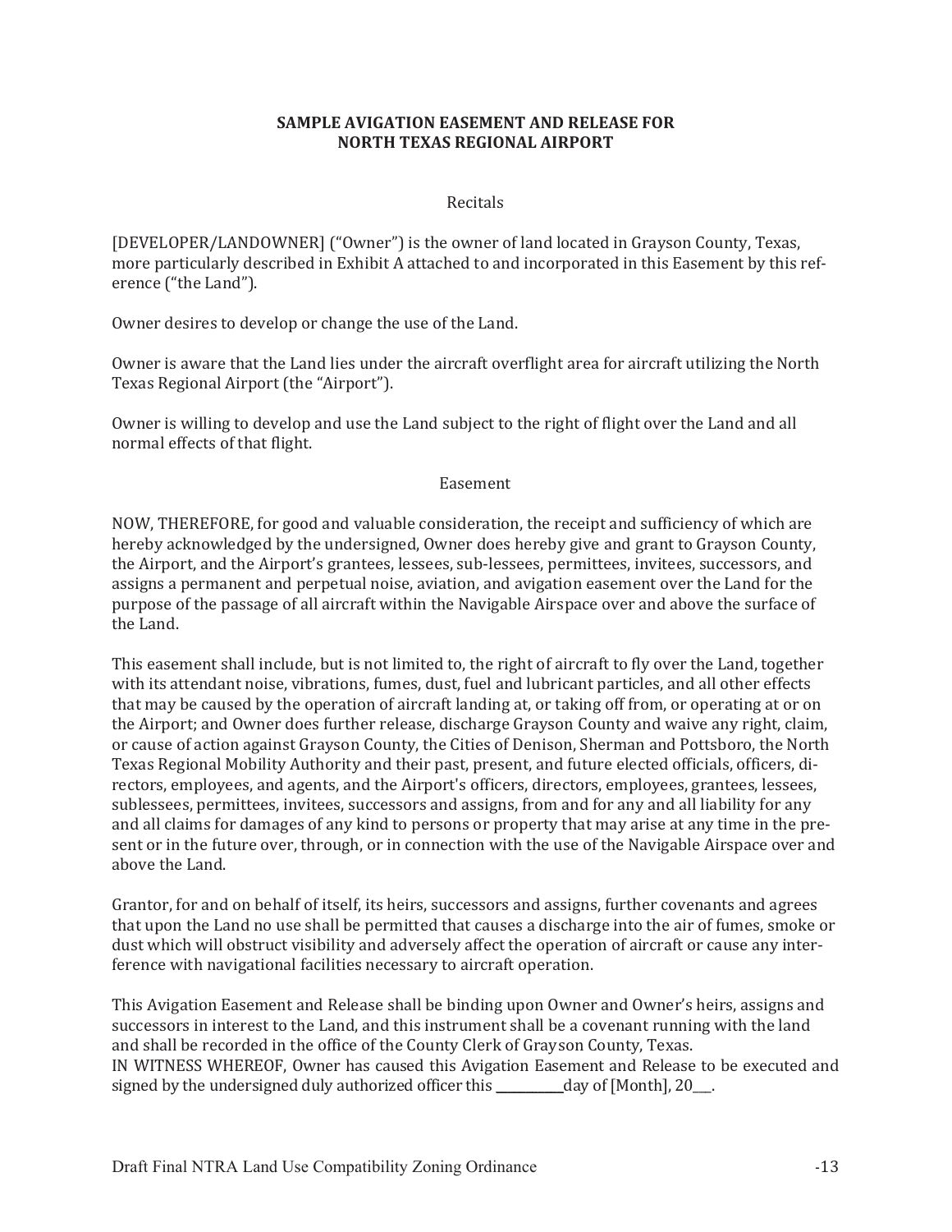**SAMPLE AVIGATION EASEMENT AND RELEASE FOR NORTH TEXAS REGIONAL AIRPORT**

Recitals

[DEVELOPER/LANDOWNER] ("Owner") is the owner of land located in Grayson County, Texas, more particularly described in Exhibit A attached to and incorporated in this Easement by this reference ("the Land").

Owner desires to develop or change the use of the Land.

Owner is aware that the Land lies under the aircraft overflight area for aircraft utilizing the North Texas Regional Airport (the "Airport").

Owner is willing to develop and use the Land subject to the right of flight over the Land and all normal effects of that flight.

Easement

NOW, THEREFORE, for good and valuable consideration, the receipt and sufficiency of which are hereby acknowledged by the undersigned, Owner does hereby give and grant to Grayson County, the Airport, and the Airport's grantees, lessees, sub-lessees, permittees, invitees, successors, and assigns a permanent and perpetual noise, aviation, and avigation easement over the Land for the purpose of the passage of all aircraft within the Navigable Airspace over and above the surface of the Land.

This easement shall include, but is not limited to, the right of aircraft to fly over the Land, together with its attendant noise, vibrations, fumes, dust, fuel and lubricant particles, and all other effects that may be caused by the operation of aircraft landing at, or taking off from, or operating at or on the Airport; and Owner does further release, discharge Grayson County and waive any right, claim, or cause of action against Grayson County, the Cities of Denison, Sherman and Pottsboro, the North Texas Regional Mobility Authority and their past, present, and future elected officials, officers, directors, employees, and agents, and the Airport's officers, directors, employees, grantees, lessees, sublessees, permittees, invitees, successors and assigns, from and for any and all liability for any and all claims for damages of any kind to persons or property that may arise at any time in the present or in the future over, through, or in connection with the use of the Navigable Airspace over and above the Land.

Grantor, for and on behalf of itself, its heirs, successors and assigns, further covenants and agrees that upon the Land no use shall be permitted that causes a discharge into the air of fumes, smoke or dust which will obstruct visibility and adversely affect the operation of aircraft or cause any interference with navigational facilities necessary to aircraft operation.

This Avigation Easement and Release shall be binding upon Owner and Owner's heirs, assigns and successors in interest to the Land, and this instrument shall be a covenant running with the land and shall be recorded in the office of the County Clerk of Grayson County, Texas.
IN WITNESS WHEREOF, Owner has caused this Avigation Easement and Release to be executed and signed by the undersigned duly authorized officer this __________day of [Month], 20___.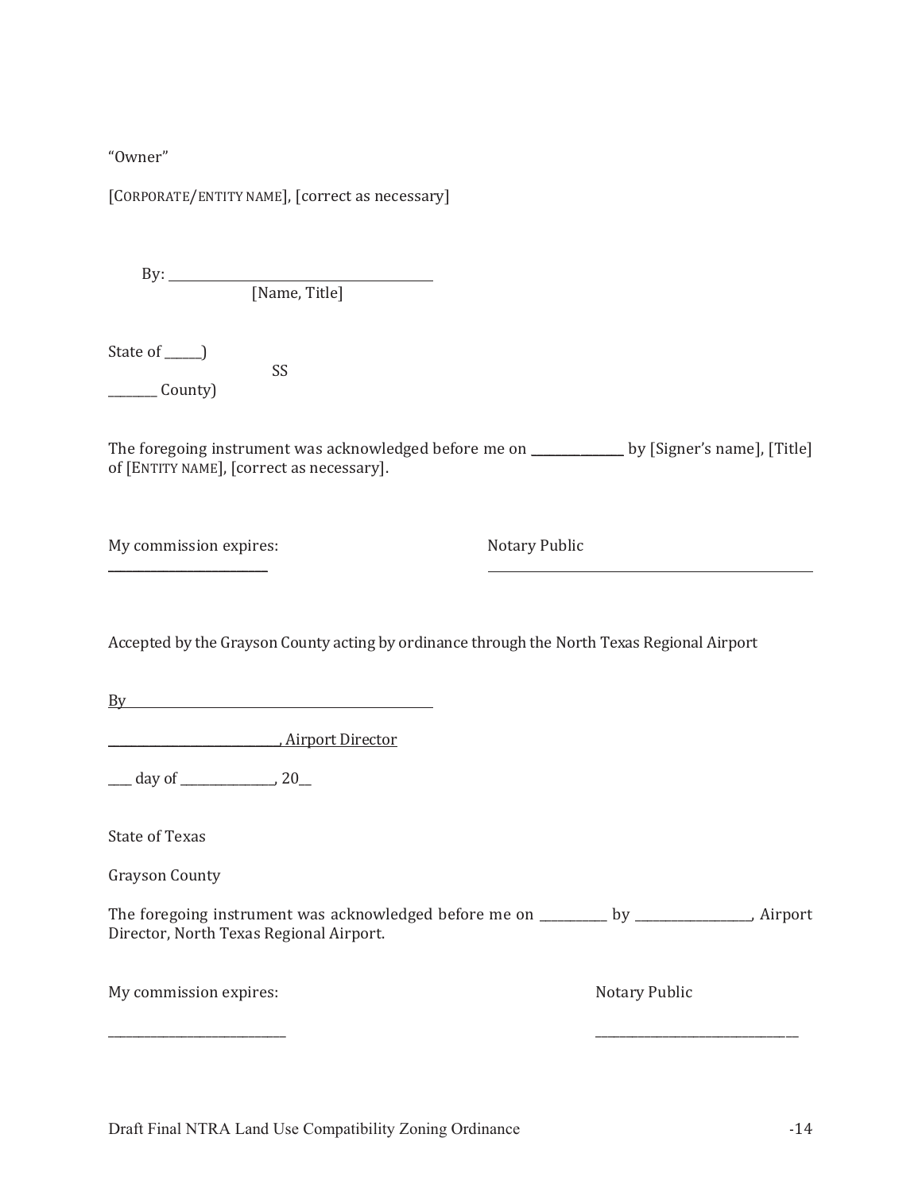"Owner"

[CORPORATE/ENTITY NAME], [correct as necessary]

By: ______________________________
[Name, Title]

State of _____)
SS
_______ County)

The foregoing instrument was acknowledged before me on ____________ by [Signer's name], [Title] of [ENTITY NAME], [correct as necessary].

My commission expires: ____________________

Notary Public ______________________________

Accepted by the Grayson County acting by ordinance through the North Texas Regional Airport

By ______________________________

______________________, Airport Director

___ day of ____________, 20__

State of Texas

Grayson County

The foregoing instrument was acknowledged before me on _________ by _______________, Airport Director, North Texas Regional Airport.

My commission expires: ______________________

Notary Public ______________________________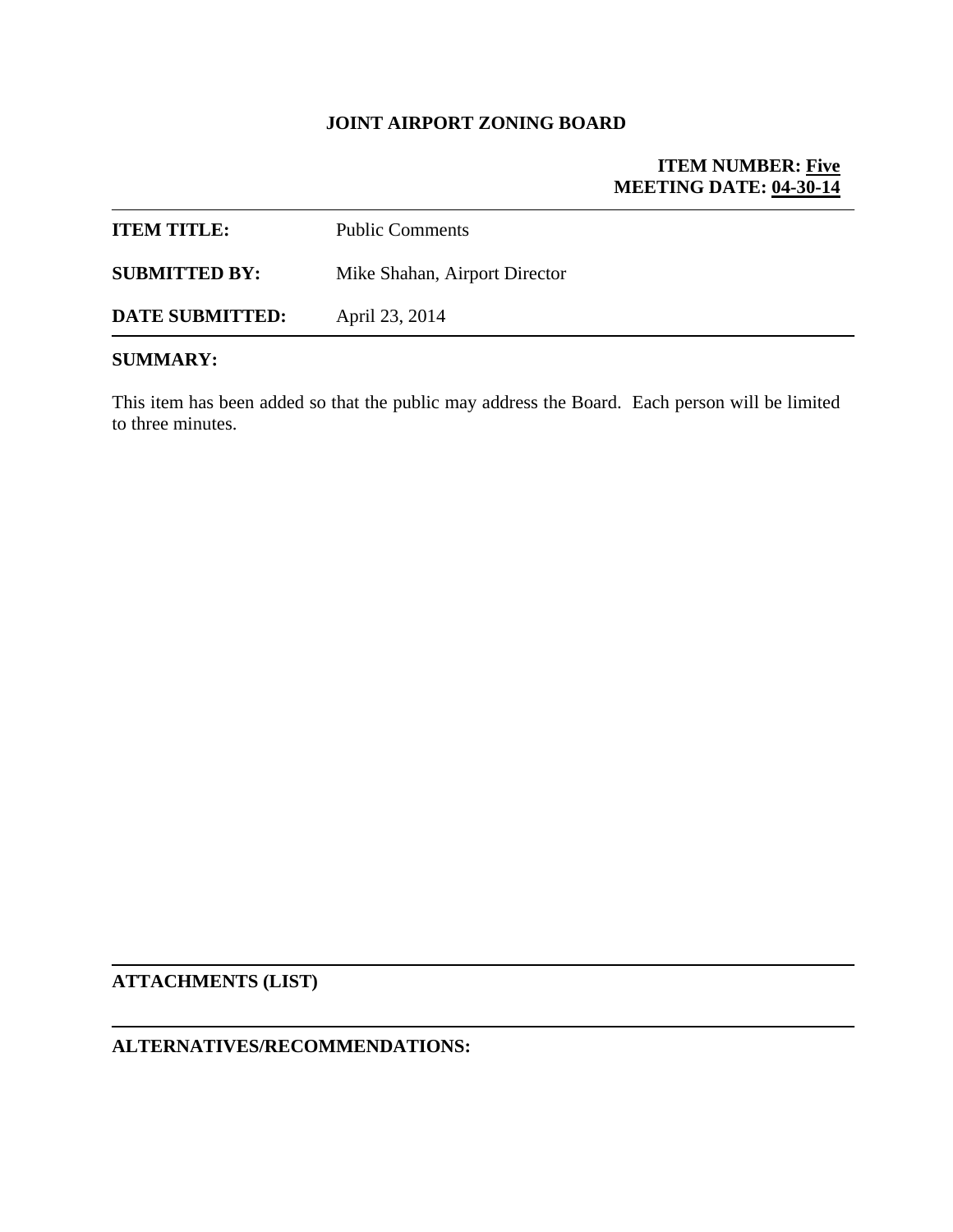**JOINT AIRPORT ZONING BOARD**

**ITEM NUMBER: Five**
**MEETING DATE: 04-30-14**

| | |
|---|---|
| **ITEM TITLE:** | Public Comments |
| **SUBMITTED BY:** | Mike Shahan, Airport Director |
| **DATE SUBMITTED:** | April 23, 2014 |

**SUMMARY:**

This item has been added so that the public may address the Board. Each person will be limited to three minutes.

**ATTACHMENTS (LIST)**

**ALTERNATIVES/RECOMMENDATIONS:**